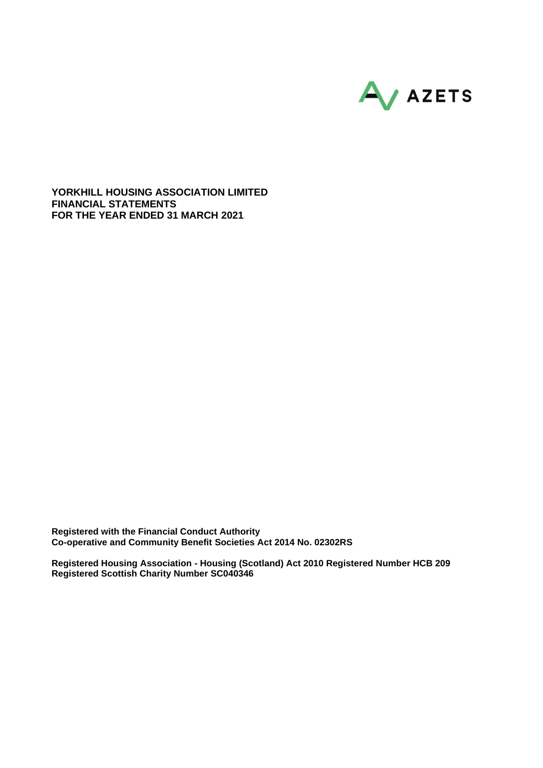AZETS

**YORKHILL HOUSING ASSOCIATION LIMITED**
**FINANCIAL STATEMENTS**
**FOR THE YEAR ENDED 31 MARCH 2021**

**Registered with the Financial Conduct Authority**
**Co-operative and Community Benefit Societies Act 2014 No. 02302RS**

**Registered Housing Association - Housing (Scotland) Act 2010 Registered Number HCB 209**
**Registered Scottish Charity Number SC040346**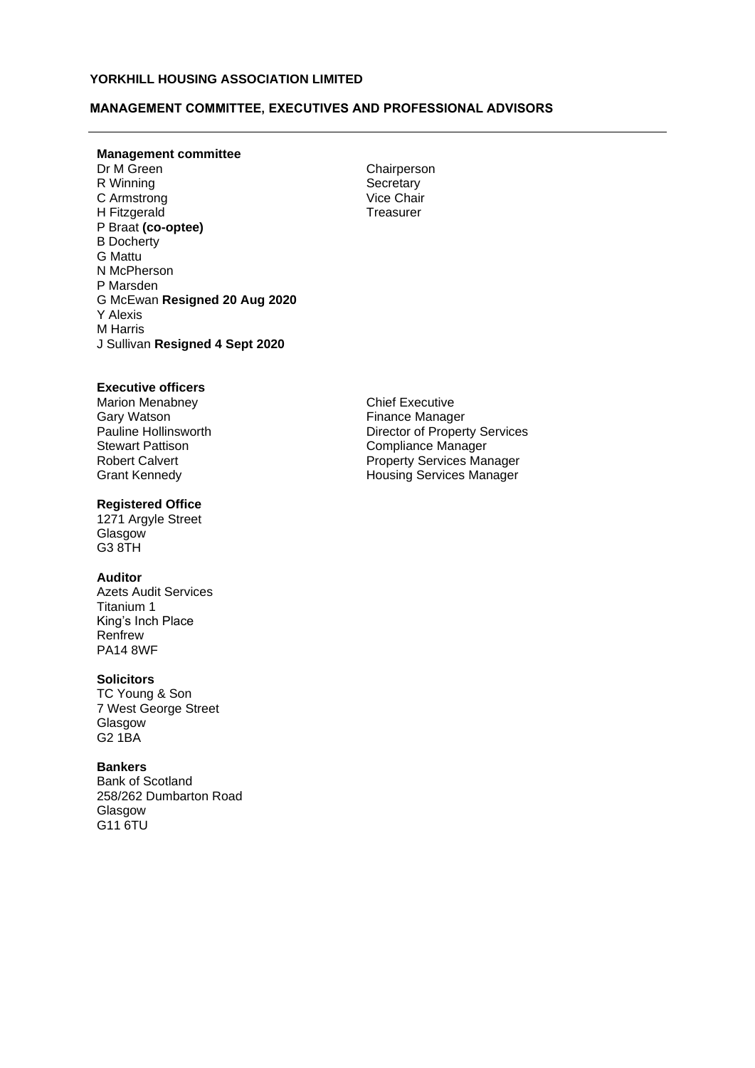**YORKHILL HOUSING ASSOCIATION LIMITED**

**MANAGEMENT COMMITTEE, EXECUTIVES AND PROFESSIONAL ADVISORS**

---

### Management committee

| | |
|---|---|
| Dr M Green | Chairperson |
| R Winning | Secretary |
| C Armstrong | Vice Chair |
| H Fitzgerald | Treasurer |
| P Braat **(co-optee)** | |
| B Docherty | |
| G Mattu | |
| N McPherson | |
| P Marsden | |
| G McEwan **Resigned 20 Aug 2020** | |
| Y Alexis | |
| M Harris | |
| J Sullivan **Resigned 4 Sept 2020** | |

### Executive officers

| | |
|---|---|
| Marion Menabney | Chief Executive |
| Gary Watson | Finance Manager |
| Pauline Hollinsworth | Director of Property Services |
| Stewart Pattison | Compliance Manager |
| Robert Calvert | Property Services Manager |
| Grant Kennedy | Housing Services Manager |

### Registered Office

1271 Argyle Street
Glasgow
G3 8TH

### Auditor

Azets Audit Services
Titanium 1
King's Inch Place
Renfrew
PA14 8WF

### Solicitors

TC Young & Son
7 West George Street
Glasgow
G2 1BA

### Bankers

Bank of Scotland
258/262 Dumbarton Road
Glasgow
G11 6TU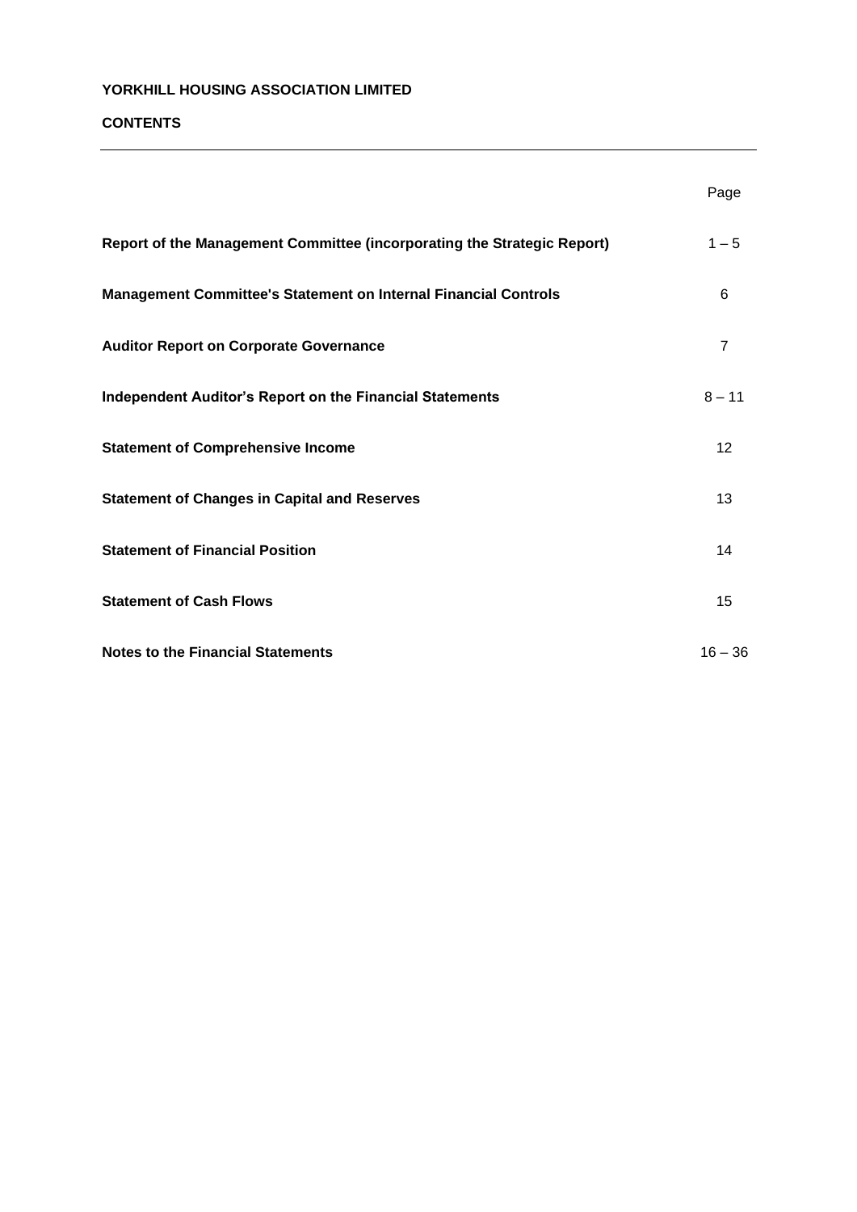**YORKHILL HOUSING ASSOCIATION LIMITED**

**CONTENTS**

| | Page |
|---|---|
| **Report of the Management Committee (incorporating the Strategic Report)** | 1 – 5 |
| **Management Committee's Statement on Internal Financial Controls** | 6 |
| **Auditor Report on Corporate Governance** | 7 |
| **Independent Auditor's Report on the Financial Statements** | 8 – 11 |
| **Statement of Comprehensive Income** | 12 |
| **Statement of Changes in Capital and Reserves** | 13 |
| **Statement of Financial Position** | 14 |
| **Statement of Cash Flows** | 15 |
| **Notes to the Financial Statements** | 16 – 36 |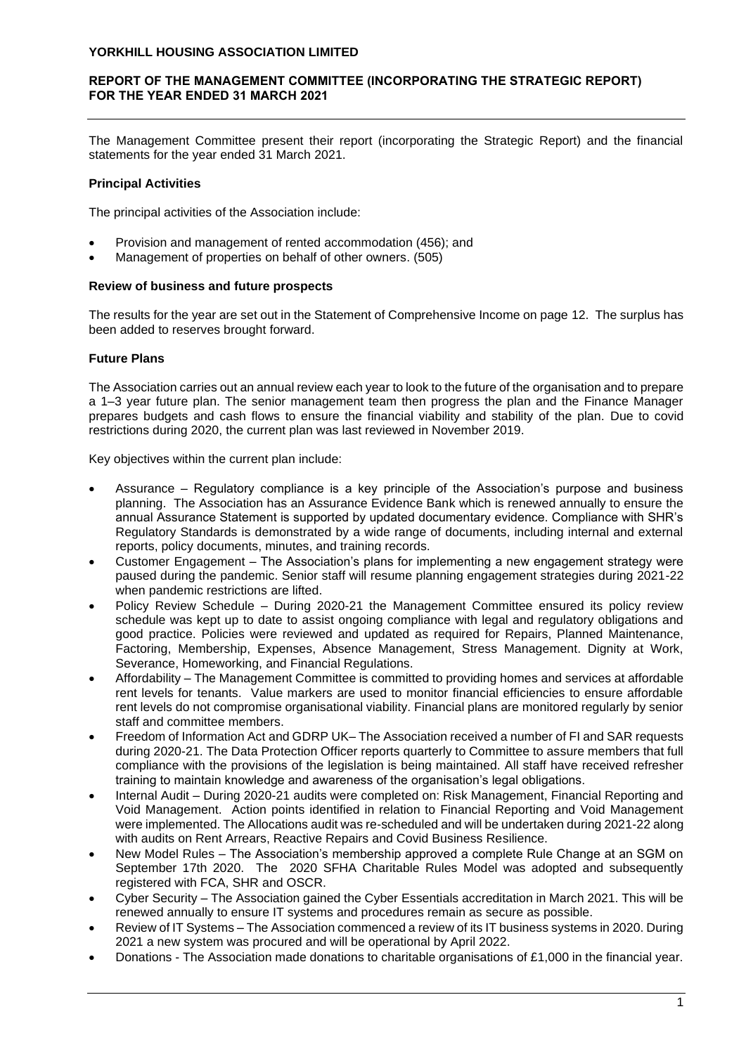**YORKHILL HOUSING ASSOCIATION LIMITED**

**REPORT OF THE MANAGEMENT COMMITTEE (INCORPORATING THE STRATEGIC REPORT) FOR THE YEAR ENDED 31 MARCH 2021**

The Management Committee present their report (incorporating the Strategic Report) and the financial statements for the year ended 31 March 2021.

**Principal Activities**

The principal activities of the Association include:

- Provision and management of rented accommodation (456); and
- Management of properties on behalf of other owners. (505)

**Review of business and future prospects**

The results for the year are set out in the Statement of Comprehensive Income on page 12. The surplus has been added to reserves brought forward.

**Future Plans**

The Association carries out an annual review each year to look to the future of the organisation and to prepare a 1–3 year future plan. The senior management team then progress the plan and the Finance Manager prepares budgets and cash flows to ensure the financial viability and stability of the plan. Due to covid restrictions during 2020, the current plan was last reviewed in November 2019.

Key objectives within the current plan include:

- Assurance – Regulatory compliance is a key principle of the Association's purpose and business planning. The Association has an Assurance Evidence Bank which is renewed annually to ensure the annual Assurance Statement is supported by updated documentary evidence. Compliance with SHR's Regulatory Standards is demonstrated by a wide range of documents, including internal and external reports, policy documents, minutes, and training records.
- Customer Engagement – The Association's plans for implementing a new engagement strategy were paused during the pandemic. Senior staff will resume planning engagement strategies during 2021-22 when pandemic restrictions are lifted.
- Policy Review Schedule – During 2020-21 the Management Committee ensured its policy review schedule was kept up to date to assist ongoing compliance with legal and regulatory obligations and good practice. Policies were reviewed and updated as required for Repairs, Planned Maintenance, Factoring, Membership, Expenses, Absence Management, Stress Management. Dignity at Work, Severance, Homeworking, and Financial Regulations.
- Affordability – The Management Committee is committed to providing homes and services at affordable rent levels for tenants. Value markers are used to monitor financial efficiencies to ensure affordable rent levels do not compromise organisational viability. Financial plans are monitored regularly by senior staff and committee members.
- Freedom of Information Act and GDRP UK– The Association received a number of FI and SAR requests during 2020-21. The Data Protection Officer reports quarterly to Committee to assure members that full compliance with the provisions of the legislation is being maintained. All staff have received refresher training to maintain knowledge and awareness of the organisation's legal obligations.
- Internal Audit – During 2020-21 audits were completed on: Risk Management, Financial Reporting and Void Management. Action points identified in relation to Financial Reporting and Void Management were implemented. The Allocations audit was re-scheduled and will be undertaken during 2021-22 along with audits on Rent Arrears, Reactive Repairs and Covid Business Resilience.
- New Model Rules – The Association's membership approved a complete Rule Change at an SGM on September 17th 2020. The 2020 SFHA Charitable Rules Model was adopted and subsequently registered with FCA, SHR and OSCR.
- Cyber Security – The Association gained the Cyber Essentials accreditation in March 2021. This will be renewed annually to ensure IT systems and procedures remain as secure as possible.
- Review of IT Systems – The Association commenced a review of its IT business systems in 2020. During 2021 a new system was procured and will be operational by April 2022.
- Donations - The Association made donations to charitable organisations of £1,000 in the financial year.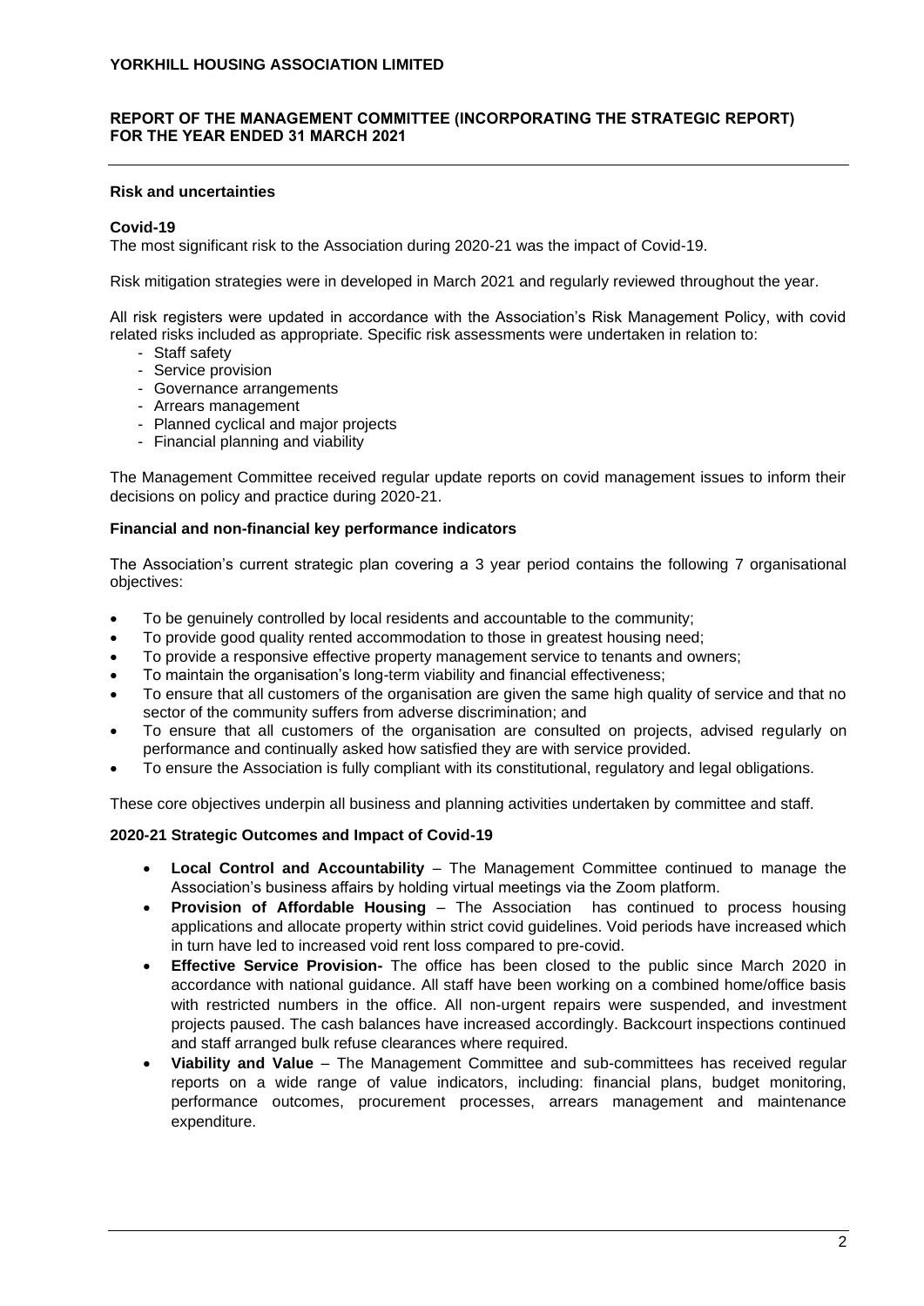### Risk and uncertainties

**Covid-19**

The most significant risk to the Association during 2020-21 was the impact of Covid-19.

Risk mitigation strategies were in developed in March 2021 and regularly reviewed throughout the year.

All risk registers were updated in accordance with the Association's Risk Management Policy, with covid related risks included as appropriate. Specific risk assessments were undertaken in relation to:

- Staff safety
- Service provision
- Governance arrangements
- Arrears management
- Planned cyclical and major projects
- Financial planning and viability

The Management Committee received regular update reports on covid management issues to inform their decisions on policy and practice during 2020-21.

### Financial and non-financial key performance indicators

The Association's current strategic plan covering a 3 year period contains the following 7 organisational objectives:

- To be genuinely controlled by local residents and accountable to the community;
- To provide good quality rented accommodation to those in greatest housing need;
- To provide a responsive effective property management service to tenants and owners;
- To maintain the organisation's long-term viability and financial effectiveness;
- To ensure that all customers of the organisation are given the same high quality of service and that no sector of the community suffers from adverse discrimination; and
- To ensure that all customers of the organisation are consulted on projects, advised regularly on performance and continually asked how satisfied they are with service provided.
- To ensure the Association is fully compliant with its constitutional, regulatory and legal obligations.

These core objectives underpin all business and planning activities undertaken by committee and staff.

### 2020-21 Strategic Outcomes and Impact of Covid-19

- **Local Control and Accountability** – The Management Committee continued to manage the Association's business affairs by holding virtual meetings via the Zoom platform.
- **Provision of Affordable Housing** – The Association has continued to process housing applications and allocate property within strict covid guidelines. Void periods have increased which in turn have led to increased void rent loss compared to pre-covid.
- **Effective Service Provision-** The office has been closed to the public since March 2020 in accordance with national guidance. All staff have been working on a combined home/office basis with restricted numbers in the office. All non-urgent repairs were suspended, and investment projects paused. The cash balances have increased accordingly. Backcourt inspections continued and staff arranged bulk refuse clearances where required.
- **Viability and Value** – The Management Committee and sub-committees has received regular reports on a wide range of value indicators, including: financial plans, budget monitoring, performance outcomes, procurement processes, arrears management and maintenance expenditure.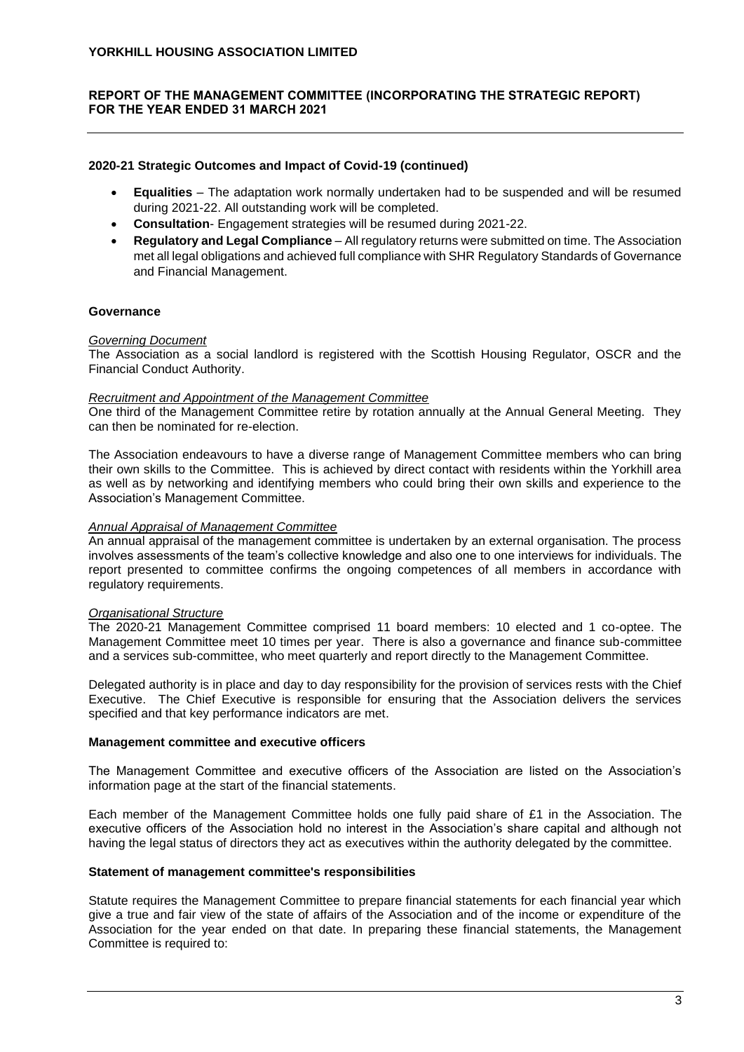### 2020-21 Strategic Outcomes and Impact of Covid-19 (continued)

- **Equalities** – The adaptation work normally undertaken had to be suspended and will be resumed during 2021-22. All outstanding work will be completed.
- **Consultation**- Engagement strategies will be resumed during 2021-22.
- **Regulatory and Legal Compliance** – All regulatory returns were submitted on time. The Association met all legal obligations and achieved full compliance with SHR Regulatory Standards of Governance and Financial Management.

### Governance

*Governing Document*

The Association as a social landlord is registered with the Scottish Housing Regulator, OSCR and the Financial Conduct Authority.

*Recruitment and Appointment of the Management Committee*

One third of the Management Committee retire by rotation annually at the Annual General Meeting. They can then be nominated for re-election.

The Association endeavours to have a diverse range of Management Committee members who can bring their own skills to the Committee. This is achieved by direct contact with residents within the Yorkhill area as well as by networking and identifying members who could bring their own skills and experience to the Association's Management Committee.

*Annual Appraisal of Management Committee*

An annual appraisal of the management committee is undertaken by an external organisation. The process involves assessments of the team's collective knowledge and also one to one interviews for individuals. The report presented to committee confirms the ongoing competences of all members in accordance with regulatory requirements.

*Organisational Structure*

The 2020-21 Management Committee comprised 11 board members: 10 elected and 1 co-optee. The Management Committee meet 10 times per year. There is also a governance and finance sub-committee and a services sub-committee, who meet quarterly and report directly to the Management Committee.

Delegated authority is in place and day to day responsibility for the provision of services rests with the Chief Executive. The Chief Executive is responsible for ensuring that the Association delivers the services specified and that key performance indicators are met.

### Management committee and executive officers

The Management Committee and executive officers of the Association are listed on the Association's information page at the start of the financial statements.

Each member of the Management Committee holds one fully paid share of £1 in the Association. The executive officers of the Association hold no interest in the Association's share capital and although not having the legal status of directors they act as executives within the authority delegated by the committee.

### Statement of management committee's responsibilities

Statute requires the Management Committee to prepare financial statements for each financial year which give a true and fair view of the state of affairs of the Association and of the income or expenditure of the Association for the year ended on that date. In preparing these financial statements, the Management Committee is required to: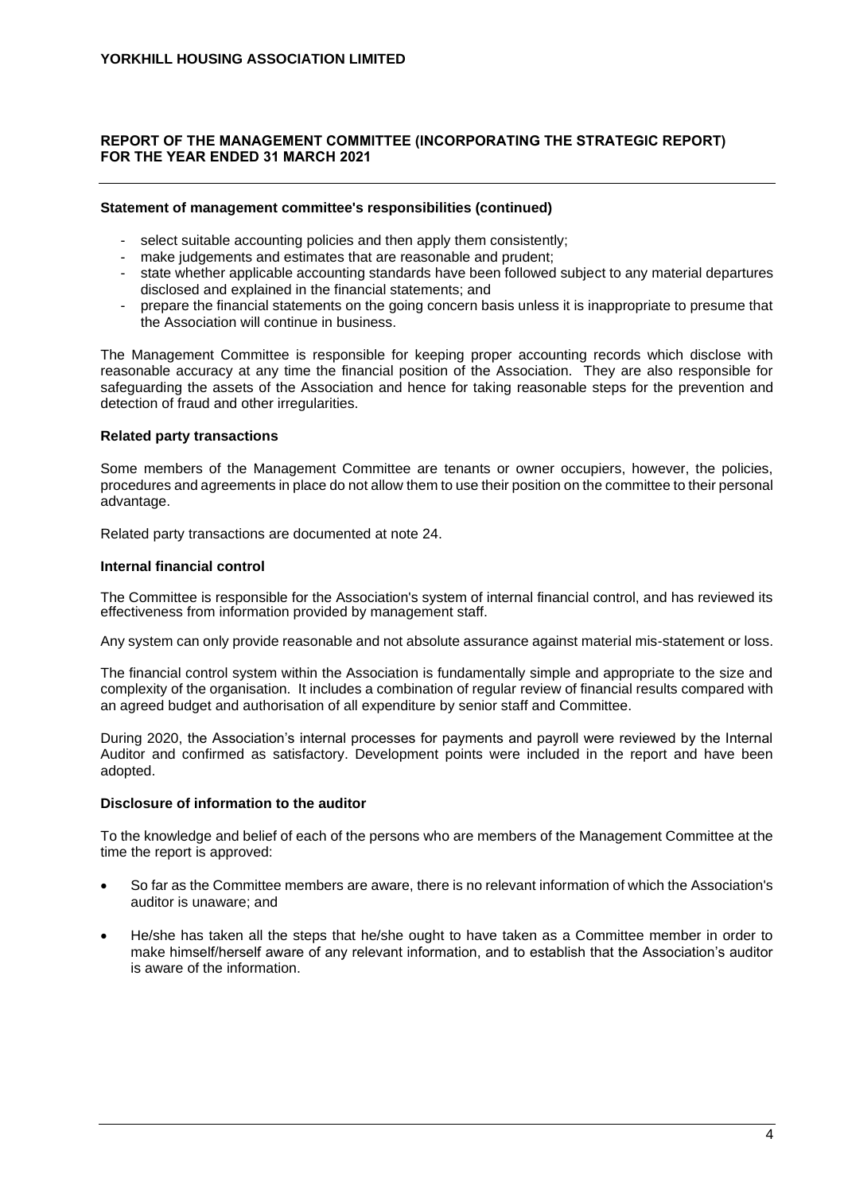### Statement of management committee's responsibilities (continued)

- select suitable accounting policies and then apply them consistently;
- make judgements and estimates that are reasonable and prudent;
- state whether applicable accounting standards have been followed subject to any material departures disclosed and explained in the financial statements; and
- prepare the financial statements on the going concern basis unless it is inappropriate to presume that the Association will continue in business.

The Management Committee is responsible for keeping proper accounting records which disclose with reasonable accuracy at any time the financial position of the Association. They are also responsible for safeguarding the assets of the Association and hence for taking reasonable steps for the prevention and detection of fraud and other irregularities.

### Related party transactions

Some members of the Management Committee are tenants or owner occupiers, however, the policies, procedures and agreements in place do not allow them to use their position on the committee to their personal advantage.

Related party transactions are documented at note 24.

### Internal financial control

The Committee is responsible for the Association's system of internal financial control, and has reviewed its effectiveness from information provided by management staff.

Any system can only provide reasonable and not absolute assurance against material mis-statement or loss.

The financial control system within the Association is fundamentally simple and appropriate to the size and complexity of the organisation. It includes a combination of regular review of financial results compared with an agreed budget and authorisation of all expenditure by senior staff and Committee.

During 2020, the Association's internal processes for payments and payroll were reviewed by the Internal Auditor and confirmed as satisfactory. Development points were included in the report and have been adopted.

### Disclosure of information to the auditor

To the knowledge and belief of each of the persons who are members of the Management Committee at the time the report is approved:

- So far as the Committee members are aware, there is no relevant information of which the Association's auditor is unaware; and
- He/she has taken all the steps that he/she ought to have taken as a Committee member in order to make himself/herself aware of any relevant information, and to establish that the Association's auditor is aware of the information.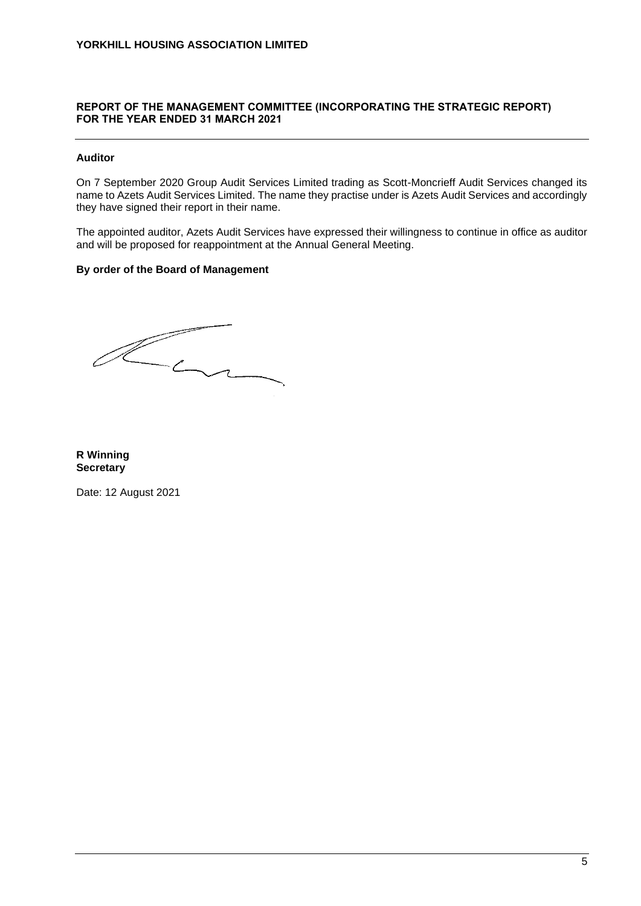**REPORT OF THE MANAGEMENT COMMITTEE (INCORPORATING THE STRATEGIC REPORT) FOR THE YEAR ENDED 31 MARCH 2021**

**Auditor**

On 7 September 2020 Group Audit Services Limited trading as Scott-Moncrieff Audit Services changed its name to Azets Audit Services Limited. The name they practise under is Azets Audit Services and accordingly they have signed their report in their name.

The appointed auditor, Azets Audit Services have expressed their willingness to continue in office as auditor and will be proposed for reappointment at the Annual General Meeting.

**By order of the Board of Management**

**R Winning**
**Secretary**

Date: 12 August 2021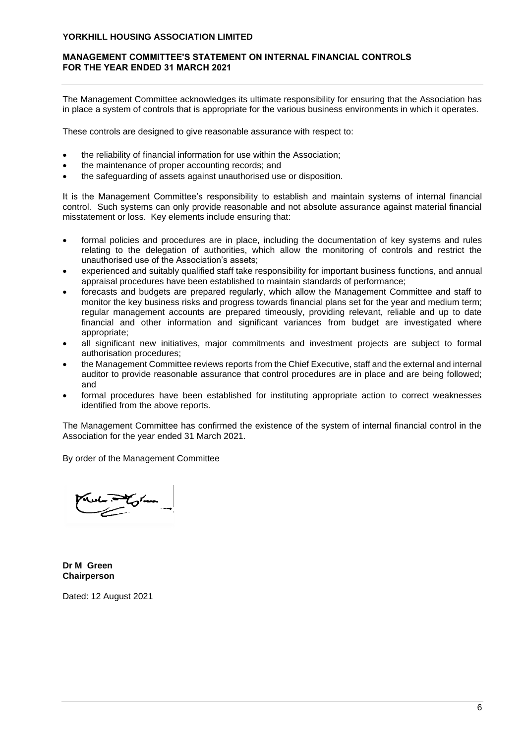**YORKHILL HOUSING ASSOCIATION LIMITED**

**MANAGEMENT COMMITTEE'S STATEMENT ON INTERNAL FINANCIAL CONTROLS FOR THE YEAR ENDED 31 MARCH 2021**

The Management Committee acknowledges its ultimate responsibility for ensuring that the Association has in place a system of controls that is appropriate for the various business environments in which it operates.

These controls are designed to give reasonable assurance with respect to:

- the reliability of financial information for use within the Association;
- the maintenance of proper accounting records; and
- the safeguarding of assets against unauthorised use or disposition.

It is the Management Committee's responsibility to establish and maintain systems of internal financial control. Such systems can only provide reasonable and not absolute assurance against material financial misstatement or loss. Key elements include ensuring that:

- formal policies and procedures are in place, including the documentation of key systems and rules relating to the delegation of authorities, which allow the monitoring of controls and restrict the unauthorised use of the Association's assets;
- experienced and suitably qualified staff take responsibility for important business functions, and annual appraisal procedures have been established to maintain standards of performance;
- forecasts and budgets are prepared regularly, which allow the Management Committee and staff to monitor the key business risks and progress towards financial plans set for the year and medium term; regular management accounts are prepared timeously, providing relevant, reliable and up to date financial and other information and significant variances from budget are investigated where appropriate;
- all significant new initiatives, major commitments and investment projects are subject to formal authorisation procedures;
- the Management Committee reviews reports from the Chief Executive, staff and the external and internal auditor to provide reasonable assurance that control procedures are in place and are being followed; and
- formal procedures have been established for instituting appropriate action to correct weaknesses identified from the above reports.

The Management Committee has confirmed the existence of the system of internal financial control in the Association for the year ended 31 March 2021.

By order of the Management Committee

**Dr M Green**
**Chairperson**

Dated: 12 August 2021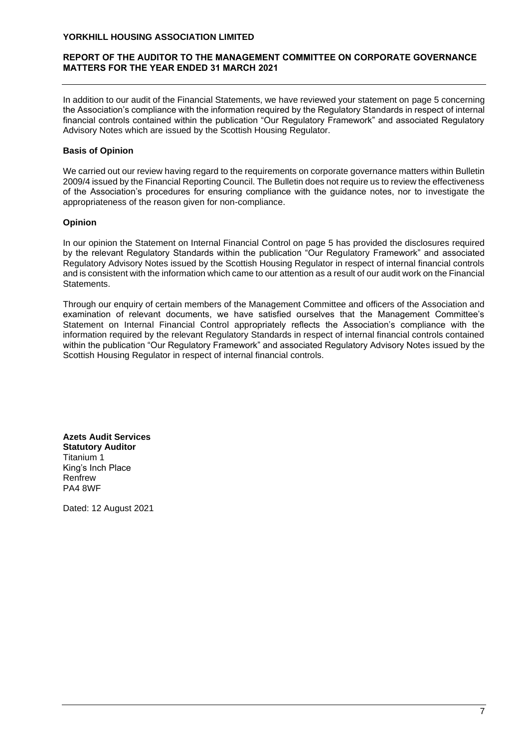**YORKHILL HOUSING ASSOCIATION LIMITED**

**REPORT OF THE AUDITOR TO THE MANAGEMENT COMMITTEE ON CORPORATE GOVERNANCE MATTERS FOR THE YEAR ENDED 31 MARCH 2021**

In addition to our audit of the Financial Statements, we have reviewed your statement on page 5 concerning the Association's compliance with the information required by the Regulatory Standards in respect of internal financial controls contained within the publication "Our Regulatory Framework" and associated Regulatory Advisory Notes which are issued by the Scottish Housing Regulator.

**Basis of Opinion**

We carried out our review having regard to the requirements on corporate governance matters within Bulletin 2009/4 issued by the Financial Reporting Council. The Bulletin does not require us to review the effectiveness of the Association's procedures for ensuring compliance with the guidance notes, nor to investigate the appropriateness of the reason given for non-compliance.

**Opinion**

In our opinion the Statement on Internal Financial Control on page 5 has provided the disclosures required by the relevant Regulatory Standards within the publication "Our Regulatory Framework" and associated Regulatory Advisory Notes issued by the Scottish Housing Regulator in respect of internal financial controls and is consistent with the information which came to our attention as a result of our audit work on the Financial Statements.

Through our enquiry of certain members of the Management Committee and officers of the Association and examination of relevant documents, we have satisfied ourselves that the Management Committee's Statement on Internal Financial Control appropriately reflects the Association's compliance with the information required by the relevant Regulatory Standards in respect of internal financial controls contained within the publication "Our Regulatory Framework" and associated Regulatory Advisory Notes issued by the Scottish Housing Regulator in respect of internal financial controls.

**Azets Audit Services**
**Statutory Auditor**
Titanium 1
King's Inch Place
Renfrew
PA4 8WF

Dated: 12 August 2021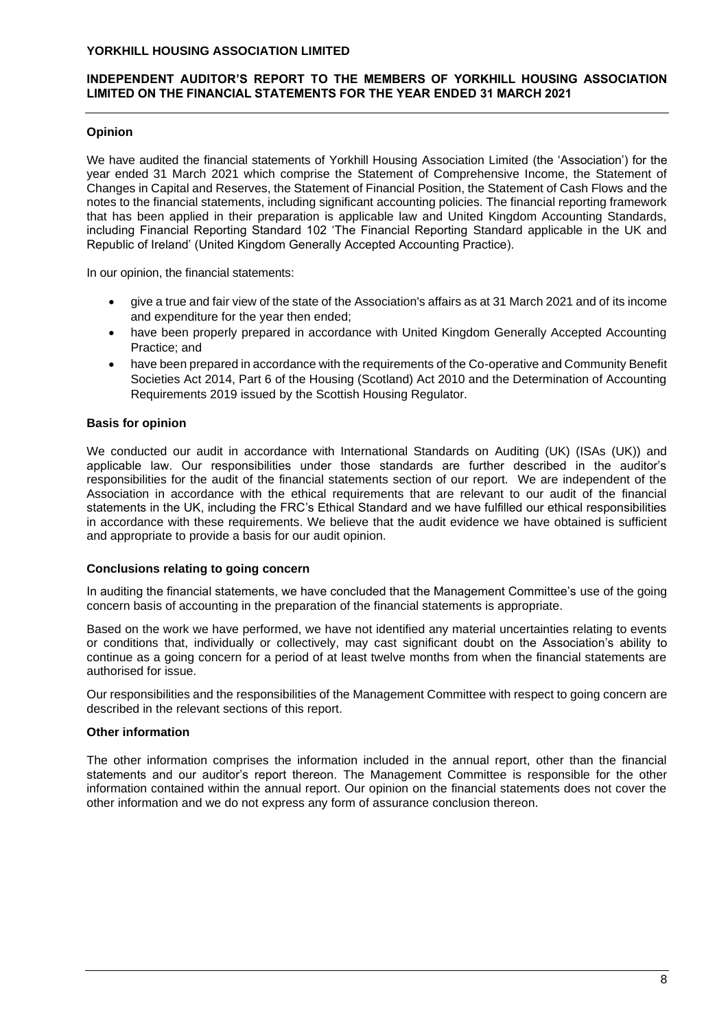## INDEPENDENT AUDITOR'S REPORT TO THE MEMBERS OF YORKHILL HOUSING ASSOCIATION LIMITED ON THE FINANCIAL STATEMENTS FOR THE YEAR ENDED 31 MARCH 2021

### Opinion

We have audited the financial statements of Yorkhill Housing Association Limited (the 'Association') for the year ended 31 March 2021 which comprise the Statement of Comprehensive Income, the Statement of Changes in Capital and Reserves, the Statement of Financial Position, the Statement of Cash Flows and the notes to the financial statements, including significant accounting policies. The financial reporting framework that has been applied in their preparation is applicable law and United Kingdom Accounting Standards, including Financial Reporting Standard 102 'The Financial Reporting Standard applicable in the UK and Republic of Ireland' (United Kingdom Generally Accepted Accounting Practice).

In our opinion, the financial statements:

- give a true and fair view of the state of the Association's affairs as at 31 March 2021 and of its income and expenditure for the year then ended;
- have been properly prepared in accordance with United Kingdom Generally Accepted Accounting Practice; and
- have been prepared in accordance with the requirements of the Co-operative and Community Benefit Societies Act 2014, Part 6 of the Housing (Scotland) Act 2010 and the Determination of Accounting Requirements 2019 issued by the Scottish Housing Regulator.

### Basis for opinion

We conducted our audit in accordance with International Standards on Auditing (UK) (ISAs (UK)) and applicable law. Our responsibilities under those standards are further described in the auditor's responsibilities for the audit of the financial statements section of our report. We are independent of the Association in accordance with the ethical requirements that are relevant to our audit of the financial statements in the UK, including the FRC's Ethical Standard and we have fulfilled our ethical responsibilities in accordance with these requirements. We believe that the audit evidence we have obtained is sufficient and appropriate to provide a basis for our audit opinion.

### Conclusions relating to going concern

In auditing the financial statements, we have concluded that the Management Committee's use of the going concern basis of accounting in the preparation of the financial statements is appropriate.

Based on the work we have performed, we have not identified any material uncertainties relating to events or conditions that, individually or collectively, may cast significant doubt on the Association's ability to continue as a going concern for a period of at least twelve months from when the financial statements are authorised for issue.

Our responsibilities and the responsibilities of the Management Committee with respect to going concern are described in the relevant sections of this report.

### Other information

The other information comprises the information included in the annual report, other than the financial statements and our auditor's report thereon. The Management Committee is responsible for the other information contained within the annual report. Our opinion on the financial statements does not cover the other information and we do not express any form of assurance conclusion thereon.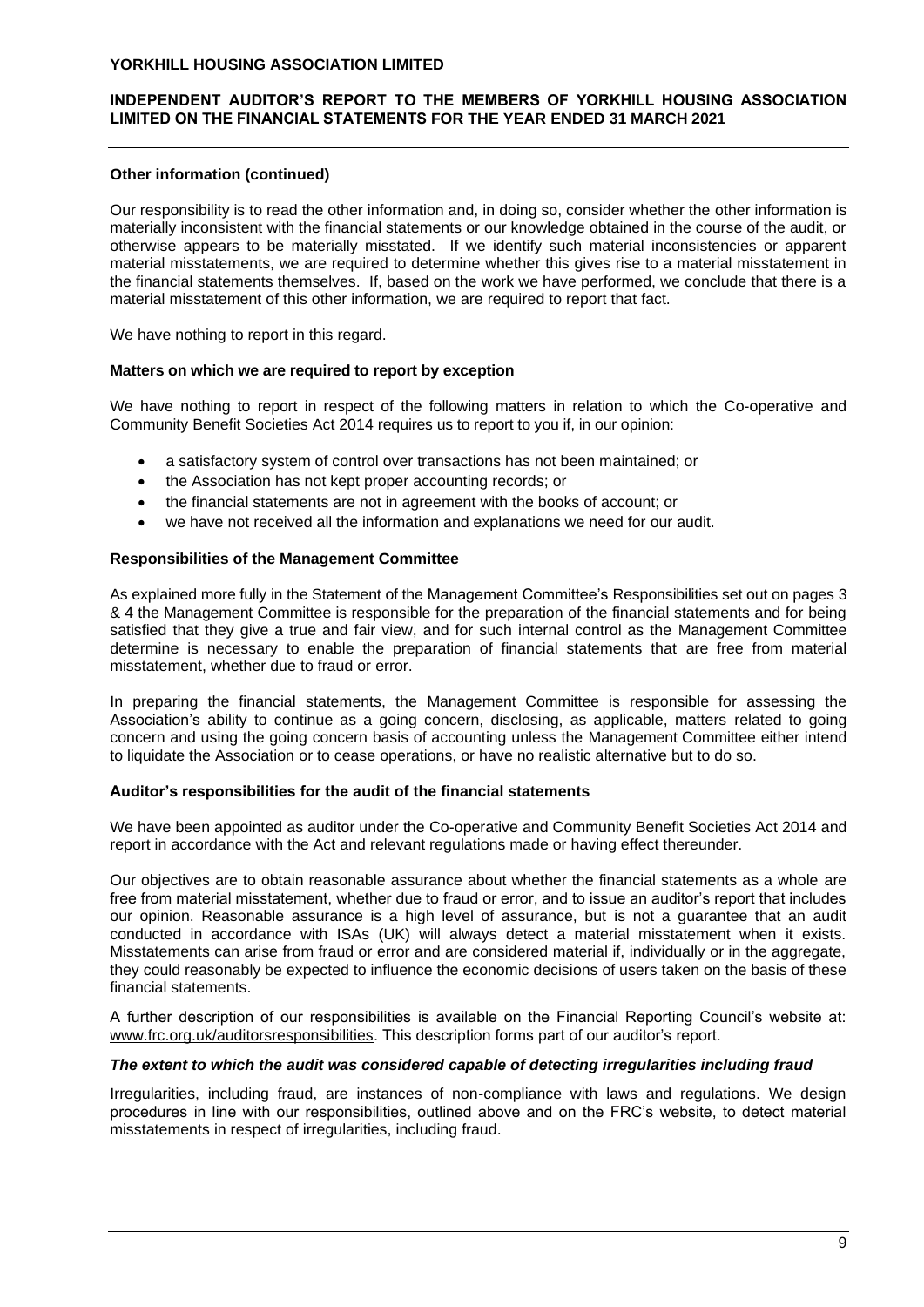**Other information (continued)**

Our responsibility is to read the other information and, in doing so, consider whether the other information is materially inconsistent with the financial statements or our knowledge obtained in the course of the audit, or otherwise appears to be materially misstated. If we identify such material inconsistencies or apparent material misstatements, we are required to determine whether this gives rise to a material misstatement in the financial statements themselves. If, based on the work we have performed, we conclude that there is a material misstatement of this other information, we are required to report that fact.

We have nothing to report in this regard.

**Matters on which we are required to report by exception**

We have nothing to report in respect of the following matters in relation to which the Co-operative and Community Benefit Societies Act 2014 requires us to report to you if, in our opinion:

- a satisfactory system of control over transactions has not been maintained; or
- the Association has not kept proper accounting records; or
- the financial statements are not in agreement with the books of account; or
- we have not received all the information and explanations we need for our audit.

**Responsibilities of the Management Committee**

As explained more fully in the Statement of the Management Committee's Responsibilities set out on pages 3 & 4 the Management Committee is responsible for the preparation of the financial statements and for being satisfied that they give a true and fair view, and for such internal control as the Management Committee determine is necessary to enable the preparation of financial statements that are free from material misstatement, whether due to fraud or error.

In preparing the financial statements, the Management Committee is responsible for assessing the Association's ability to continue as a going concern, disclosing, as applicable, matters related to going concern and using the going concern basis of accounting unless the Management Committee either intend to liquidate the Association or to cease operations, or have no realistic alternative but to do so.

**Auditor's responsibilities for the audit of the financial statements**

We have been appointed as auditor under the Co-operative and Community Benefit Societies Act 2014 and report in accordance with the Act and relevant regulations made or having effect thereunder.

Our objectives are to obtain reasonable assurance about whether the financial statements as a whole are free from material misstatement, whether due to fraud or error, and to issue an auditor's report that includes our opinion. Reasonable assurance is a high level of assurance, but is not a guarantee that an audit conducted in accordance with ISAs (UK) will always detect a material misstatement when it exists. Misstatements can arise from fraud or error and are considered material if, individually or in the aggregate, they could reasonably be expected to influence the economic decisions of users taken on the basis of these financial statements.

A further description of our responsibilities is available on the Financial Reporting Council's website at: www.frc.org.uk/auditorsresponsibilities. This description forms part of our auditor's report.

***The extent to which the audit was considered capable of detecting irregularities including fraud***

Irregularities, including fraud, are instances of non-compliance with laws and regulations. We design procedures in line with our responsibilities, outlined above and on the FRC's website, to detect material misstatements in respect of irregularities, including fraud.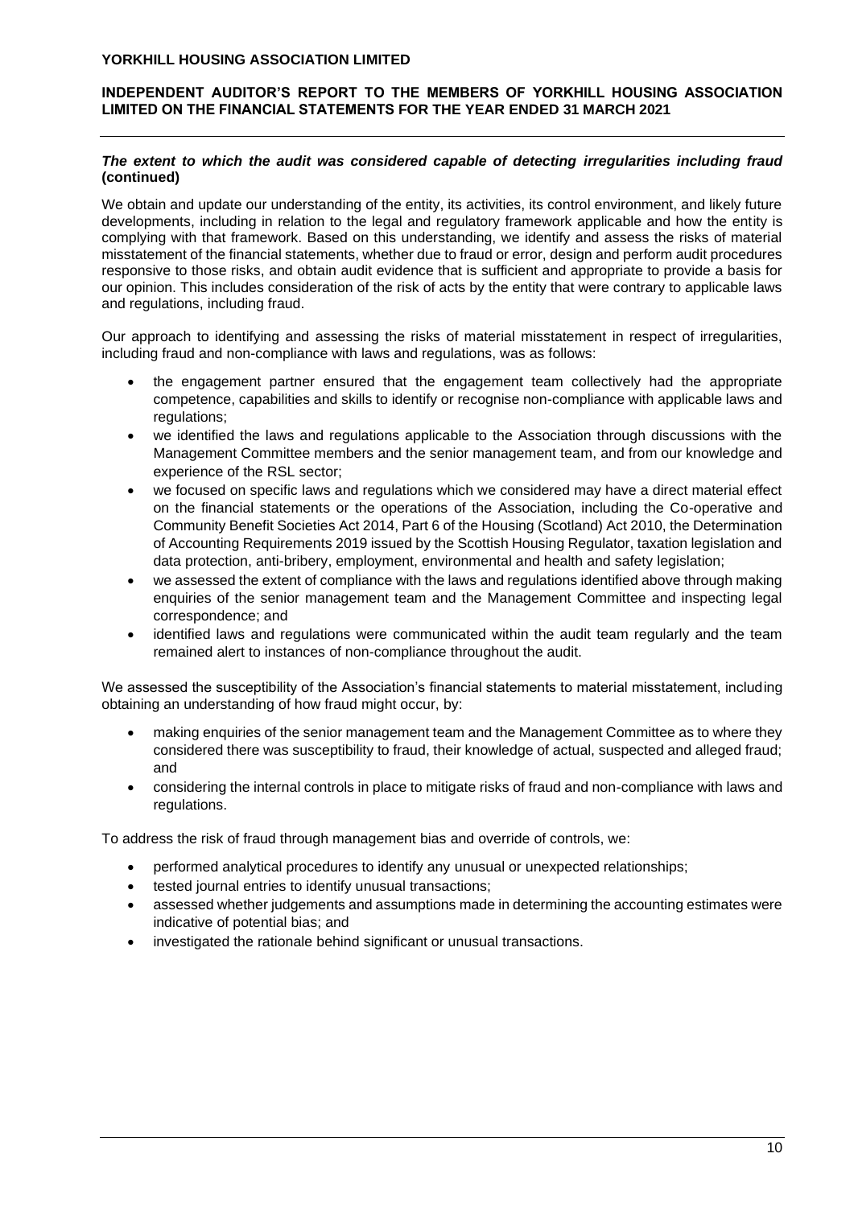### *The extent to which the audit was considered capable of detecting irregularities including fraud* (continued)

We obtain and update our understanding of the entity, its activities, its control environment, and likely future developments, including in relation to the legal and regulatory framework applicable and how the entity is complying with that framework. Based on this understanding, we identify and assess the risks of material misstatement of the financial statements, whether due to fraud or error, design and perform audit procedures responsive to those risks, and obtain audit evidence that is sufficient and appropriate to provide a basis for our opinion. This includes consideration of the risk of acts by the entity that were contrary to applicable laws and regulations, including fraud.

Our approach to identifying and assessing the risks of material misstatement in respect of irregularities, including fraud and non-compliance with laws and regulations, was as follows:

- the engagement partner ensured that the engagement team collectively had the appropriate competence, capabilities and skills to identify or recognise non-compliance with applicable laws and regulations;
- we identified the laws and regulations applicable to the Association through discussions with the Management Committee members and the senior management team, and from our knowledge and experience of the RSL sector;
- we focused on specific laws and regulations which we considered may have a direct material effect on the financial statements or the operations of the Association, including the Co-operative and Community Benefit Societies Act 2014, Part 6 of the Housing (Scotland) Act 2010, the Determination of Accounting Requirements 2019 issued by the Scottish Housing Regulator, taxation legislation and data protection, anti-bribery, employment, environmental and health and safety legislation;
- we assessed the extent of compliance with the laws and regulations identified above through making enquiries of the senior management team and the Management Committee and inspecting legal correspondence; and
- identified laws and regulations were communicated within the audit team regularly and the team remained alert to instances of non-compliance throughout the audit.

We assessed the susceptibility of the Association's financial statements to material misstatement, including obtaining an understanding of how fraud might occur, by:

- making enquiries of the senior management team and the Management Committee as to where they considered there was susceptibility to fraud, their knowledge of actual, suspected and alleged fraud; and
- considering the internal controls in place to mitigate risks of fraud and non-compliance with laws and regulations.

To address the risk of fraud through management bias and override of controls, we:

- performed analytical procedures to identify any unusual or unexpected relationships;
- tested journal entries to identify unusual transactions;
- assessed whether judgements and assumptions made in determining the accounting estimates were indicative of potential bias; and
- investigated the rationale behind significant or unusual transactions.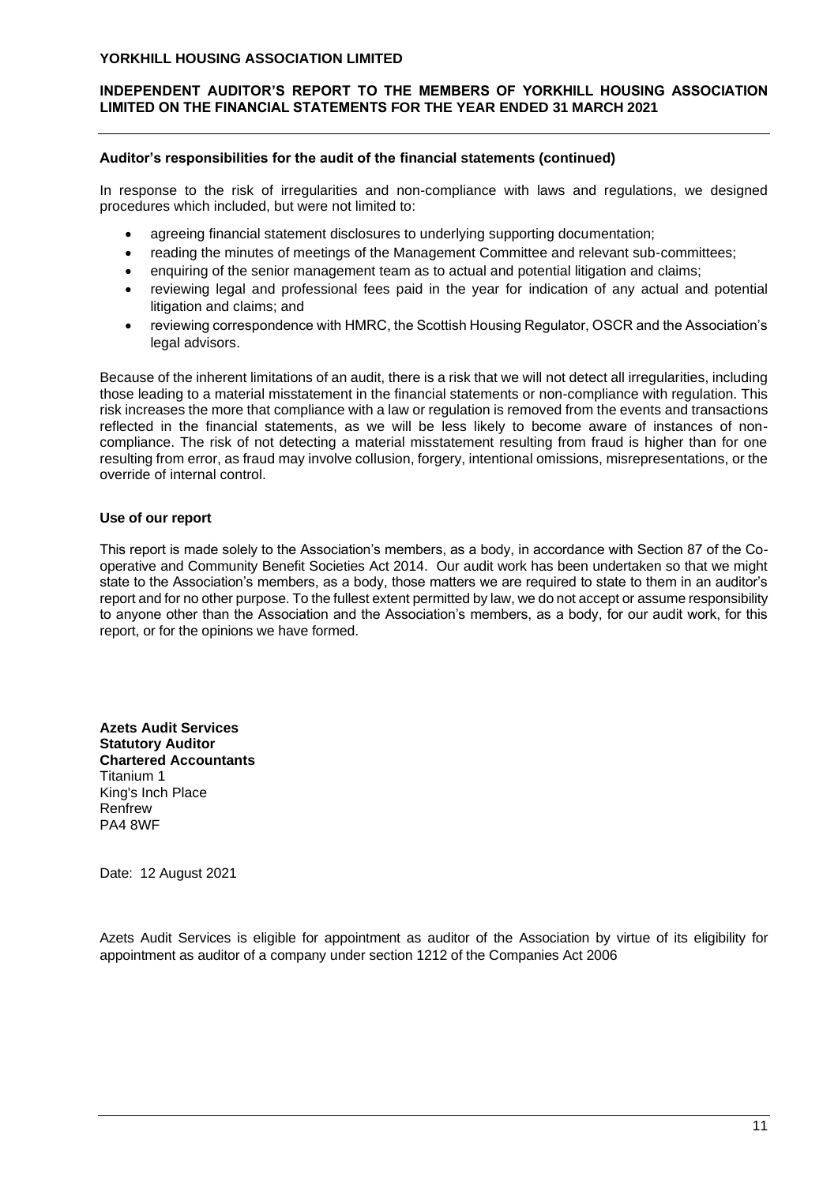### Auditor's responsibilities for the audit of the financial statements (continued)

In response to the risk of irregularities and non-compliance with laws and regulations, we designed procedures which included, but were not limited to:

- agreeing financial statement disclosures to underlying supporting documentation;
- reading the minutes of meetings of the Management Committee and relevant sub-committees;
- enquiring of the senior management team as to actual and potential litigation and claims;
- reviewing legal and professional fees paid in the year for indication of any actual and potential litigation and claims; and
- reviewing correspondence with HMRC, the Scottish Housing Regulator, OSCR and the Association's legal advisors.

Because of the inherent limitations of an audit, there is a risk that we will not detect all irregularities, including those leading to a material misstatement in the financial statements or non-compliance with regulation. This risk increases the more that compliance with a law or regulation is removed from the events and transactions reflected in the financial statements, as we will be less likely to become aware of instances of non-compliance. The risk of not detecting a material misstatement resulting from fraud is higher than for one resulting from error, as fraud may involve collusion, forgery, intentional omissions, misrepresentations, or the override of internal control.

### Use of our report

This report is made solely to the Association's members, as a body, in accordance with Section 87 of the Co-operative and Community Benefit Societies Act 2014. Our audit work has been undertaken so that we might state to the Association's members, as a body, those matters we are required to state to them in an auditor's report and for no other purpose. To the fullest extent permitted by law, we do not accept or assume responsibility to anyone other than the Association and the Association's members, as a body, for our audit work, for this report, or for the opinions we have formed.

**Azets Audit Services**
**Statutory Auditor**
**Chartered Accountants**
Titanium 1
King's Inch Place
Renfrew
PA4 8WF

Date: 12 August 2021

Azets Audit Services is eligible for appointment as auditor of the Association by virtue of its eligibility for appointment as auditor of a company under section 1212 of the Companies Act 2006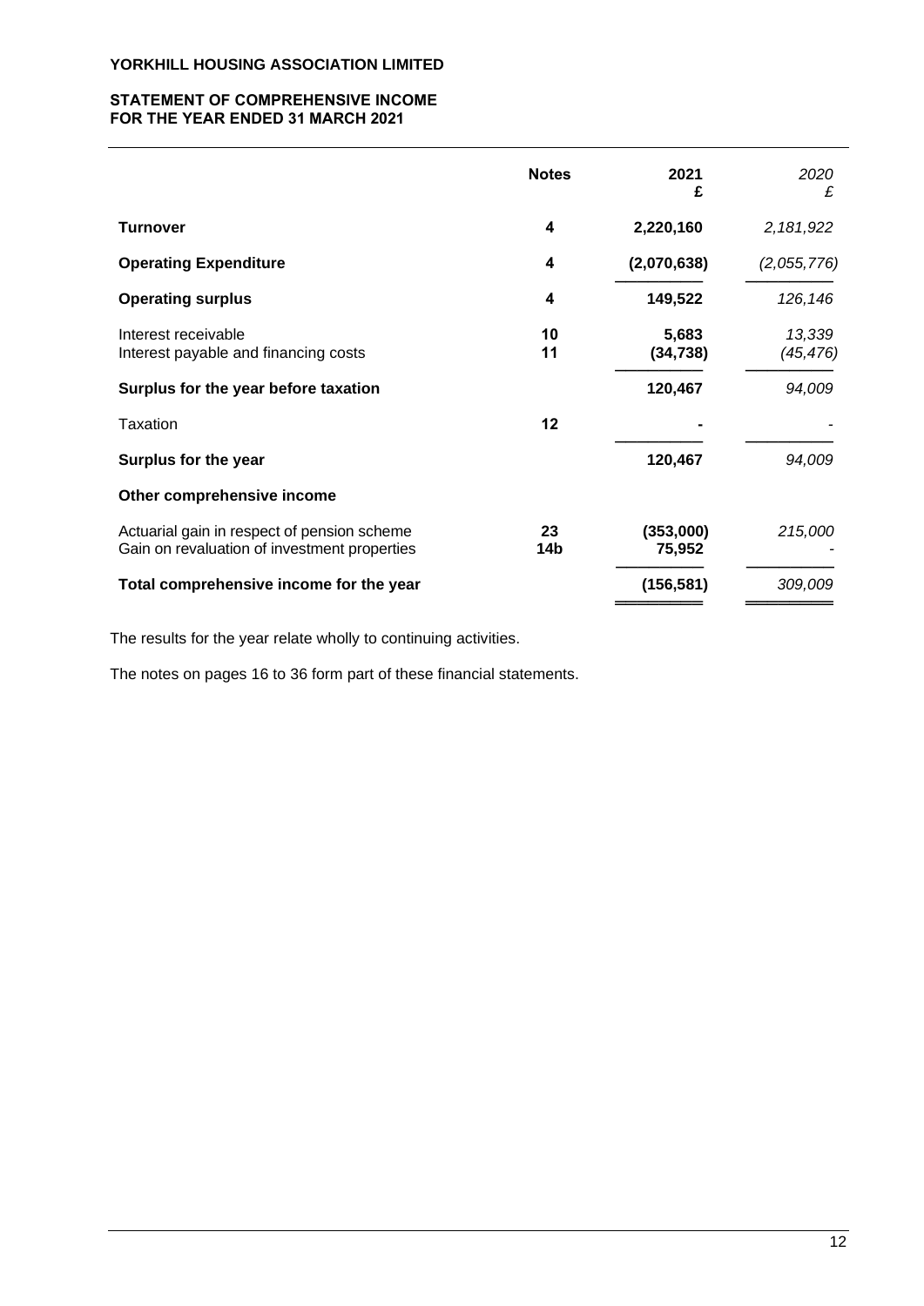**YORKHILL HOUSING ASSOCIATION LIMITED**

**STATEMENT OF COMPREHENSIVE INCOME**
**FOR THE YEAR ENDED 31 MARCH 2021**

| | Notes | 2021 £ | *2020 £* |
|---|---|---|---|
| **Turnover** | **4** | **2,220,160** | *2,181,922* |
| **Operating Expenditure** | **4** | **(2,070,638)** | *(2,055,776)* |
| **Operating surplus** | **4** | **149,522** | *126,146* |
| Interest receivable | **10** | **5,683** | *13,339* |
| Interest payable and financing costs | **11** | **(34,738)** | *(45,476)* |
| **Surplus for the year before taxation** | | **120,467** | *94,009* |
| Taxation | **12** | **-** | *-* |
| **Surplus for the year** | | **120,467** | *94,009* |
| **Other comprehensive income** | | | |
| Actuarial gain in respect of pension scheme | **23** | **(353,000)** | *215,000* |
| Gain on revaluation of investment properties | **14b** | **75,952** | *-* |
| **Total comprehensive income for the year** | | **(156,581)** | *309,009* |

The results for the year relate wholly to continuing activities.

The notes on pages 16 to 36 form part of these financial statements.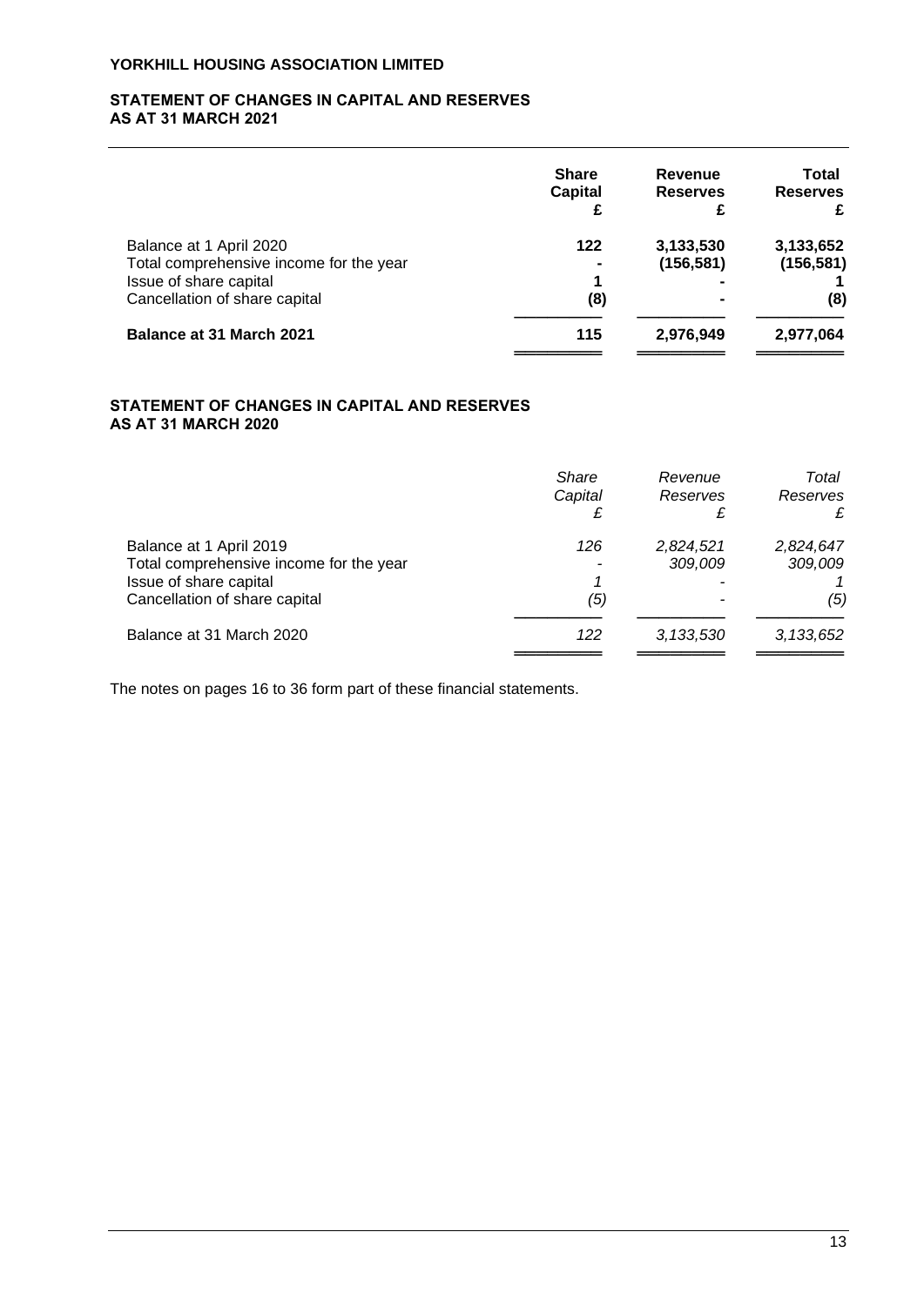**YORKHILL HOUSING ASSOCIATION LIMITED**

## STATEMENT OF CHANGES IN CAPITAL AND RESERVES AS AT 31 MARCH 2021

| | Share Capital £ | Revenue Reserves £ | Total Reserves £ |
|---|---|---|---|
| Balance at 1 April 2020 | 122 | 3,133,530 | 3,133,652 |
| Total comprehensive income for the year | - | (156,581) | (156,581) |
| Issue of share capital | 1 | - | 1 |
| Cancellation of share capital | (8) | - | (8) |
| **Balance at 31 March 2021** | **115** | **2,976,949** | **2,977,064** |

## STATEMENT OF CHANGES IN CAPITAL AND RESERVES AS AT 31 MARCH 2020

| | *Share Capital £* | *Revenue Reserves £* | *Total Reserves £* |
|---|---|---|---|
| Balance at 1 April 2019 | *126* | *2,824,521* | *2,824,647* |
| Total comprehensive income for the year | - | *309,009* | *309,009* |
| Issue of share capital | *1* | - | *1* |
| Cancellation of share capital | *(5)* | - | *(5)* |
| Balance at 31 March 2020 | *122* | *3,133,530* | *3,133,652* |

The notes on pages 16 to 36 form part of these financial statements.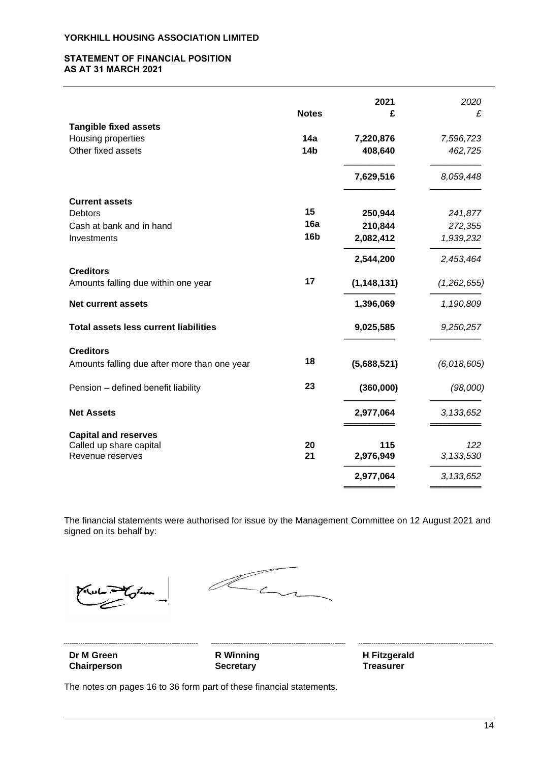**YORKHILL HOUSING ASSOCIATION LIMITED**

**STATEMENT OF FINANCIAL POSITION**
**AS AT 31 MARCH 2021**

| | Notes | 2021 £ | *2020 £* |
|---|---|---|---|
| **Tangible fixed assets** | | | |
| Housing properties | **14a** | **7,220,876** | *7,596,723* |
| Other fixed assets | **14b** | **408,640** | *462,725* |
| | | **7,629,516** | *8,059,448* |
| **Current assets** | | | |
| Debtors | **15** | **250,944** | *241,877* |
| Cash at bank and in hand | **16a** | **210,844** | *272,355* |
| Investments | **16b** | **2,082,412** | *1,939,232* |
| | | **2,544,200** | *2,453,464* |
| **Creditors** | | | |
| Amounts falling due within one year | **17** | **(1,148,131)** | *(1,262,655)* |
| **Net current assets** | | **1,396,069** | *1,190,809* |
| **Total assets less current liabilities** | | **9,025,585** | *9,250,257* |
| **Creditors** | | | |
| Amounts falling due after more than one year | **18** | **(5,688,521)** | *(6,018,605)* |
| Pension – defined benefit liability | **23** | **(360,000)** | *(98,000)* |
| **Net Assets** | | **2,977,064** | *3,133,652* |
| **Capital and reserves** | | | |
| Called up share capital | **20** | **115** | *122* |
| Revenue reserves | **21** | **2,976,949** | *3,133,530* |
| | | **2,977,064** | *3,133,652* |

The financial statements were authorised for issue by the Management Committee on 12 August 2021 and signed on its behalf by:

| | | |
|---|---|---|
| **Dr M Green** | **R Winning** | **H Fitzgerald** |
| **Chairperson** | **Secretary** | **Treasurer** |

The notes on pages 16 to 36 form part of these financial statements.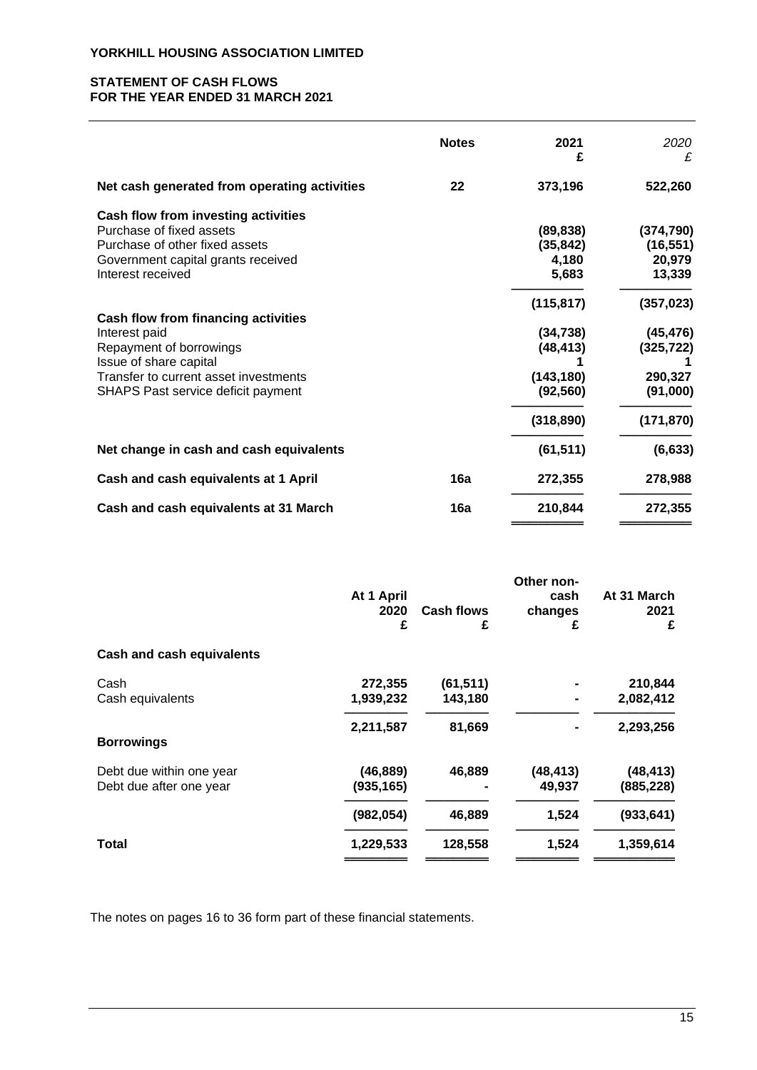**YORKHILL HOUSING ASSOCIATION LIMITED**

**STATEMENT OF CASH FLOWS**
**FOR THE YEAR ENDED 31 MARCH 2021**

| | Notes | 2021 £ | *2020 £* |
|---|---|---|---|
| **Net cash generated from operating activities** | **22** | **373,196** | **522,260** |
| **Cash flow from investing activities** | | | |
| Purchase of fixed assets | | (89,838) | (374,790) |
| Purchase of other fixed assets | | (35,842) | (16,551) |
| Government capital grants received | | 4,180 | 20,979 |
| Interest received | | 5,683 | 13,339 |
| | | (115,817) | (357,023) |
| **Cash flow from financing activities** | | | |
| Interest paid | | (34,738) | (45,476) |
| Repayment of borrowings | | (48,413) | (325,722) |
| Issue of share capital | | 1 | 1 |
| Transfer to current asset investments | | (143,180) | 290,327 |
| SHAPS Past service deficit payment | | (92,560) | (91,000) |
| | | (318,890) | (171,870) |
| **Net change in cash and cash equivalents** | | **(61,511)** | **(6,633)** |
| **Cash and cash equivalents at 1 April** | **16a** | **272,355** | **278,988** |
| **Cash and cash equivalents at 31 March** | **16a** | **210,844** | **272,355** |

| | At 1 April 2020 £ | Cash flows £ | Other non-cash changes £ | At 31 March 2021 £ |
|---|---|---|---|---|
| **Cash and cash equivalents** | | | | |
| Cash | 272,355 | (61,511) | - | 210,844 |
| Cash equivalents | 1,939,232 | 143,180 | - | 2,082,412 |
| | 2,211,587 | 81,669 | - | 2,293,256 |
| **Borrowings** | | | | |
| Debt due within one year | (46,889) | 46,889 | (48,413) | (48,413) |
| Debt due after one year | (935,165) | - | 49,937 | (885,228) |
| | (982,054) | 46,889 | 1,524 | (933,641) |
| **Total** | 1,229,533 | 128,558 | 1,524 | 1,359,614 |

The notes on pages 16 to 36 form part of these financial statements.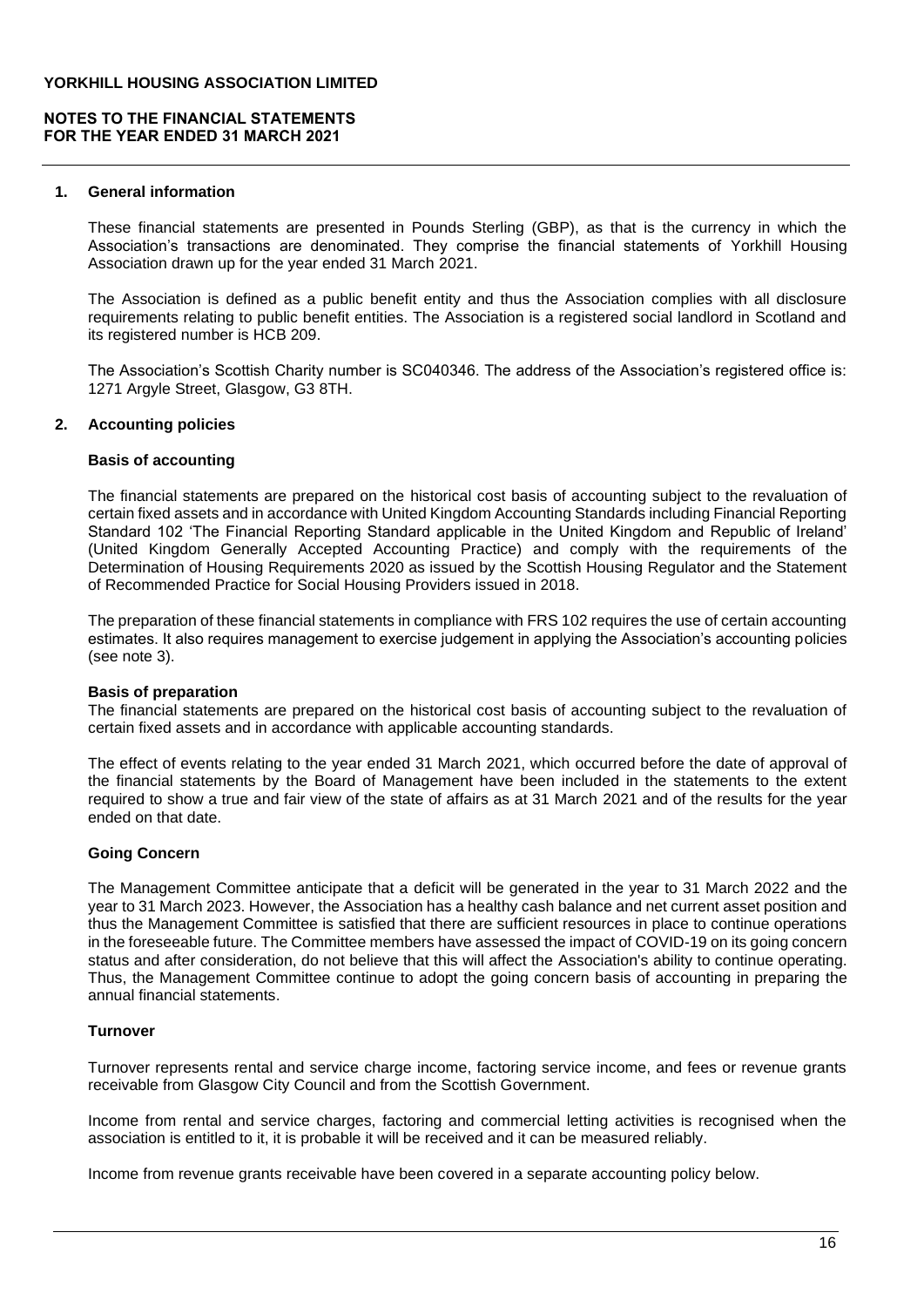**YORKHILL HOUSING ASSOCIATION LIMITED**

**NOTES TO THE FINANCIAL STATEMENTS**
**FOR THE YEAR ENDED 31 MARCH 2021**

## 1. General information

These financial statements are presented in Pounds Sterling (GBP), as that is the currency in which the Association's transactions are denominated. They comprise the financial statements of Yorkhill Housing Association drawn up for the year ended 31 March 2021.

The Association is defined as a public benefit entity and thus the Association complies with all disclosure requirements relating to public benefit entities. The Association is a registered social landlord in Scotland and its registered number is HCB 209.

The Association's Scottish Charity number is SC040346. The address of the Association's registered office is: 1271 Argyle Street, Glasgow, G3 8TH.

## 2. Accounting policies

### Basis of accounting

The financial statements are prepared on the historical cost basis of accounting subject to the revaluation of certain fixed assets and in accordance with United Kingdom Accounting Standards including Financial Reporting Standard 102 'The Financial Reporting Standard applicable in the United Kingdom and Republic of Ireland' (United Kingdom Generally Accepted Accounting Practice) and comply with the requirements of the Determination of Housing Requirements 2020 as issued by the Scottish Housing Regulator and the Statement of Recommended Practice for Social Housing Providers issued in 2018.

The preparation of these financial statements in compliance with FRS 102 requires the use of certain accounting estimates. It also requires management to exercise judgement in applying the Association's accounting policies (see note 3).

### Basis of preparation

The financial statements are prepared on the historical cost basis of accounting subject to the revaluation of certain fixed assets and in accordance with applicable accounting standards.

The effect of events relating to the year ended 31 March 2021, which occurred before the date of approval of the financial statements by the Board of Management have been included in the statements to the extent required to show a true and fair view of the state of affairs as at 31 March 2021 and of the results for the year ended on that date.

### Going Concern

The Management Committee anticipate that a deficit will be generated in the year to 31 March 2022 and the year to 31 March 2023. However, the Association has a healthy cash balance and net current asset position and thus the Management Committee is satisfied that there are sufficient resources in place to continue operations in the foreseeable future. The Committee members have assessed the impact of COVID-19 on its going concern status and after consideration, do not believe that this will affect the Association's ability to continue operating. Thus, the Management Committee continue to adopt the going concern basis of accounting in preparing the annual financial statements.

### Turnover

Turnover represents rental and service charge income, factoring service income, and fees or revenue grants receivable from Glasgow City Council and from the Scottish Government.

Income from rental and service charges, factoring and commercial letting activities is recognised when the association is entitled to it, it is probable it will be received and it can be measured reliably.

Income from revenue grants receivable have been covered in a separate accounting policy below.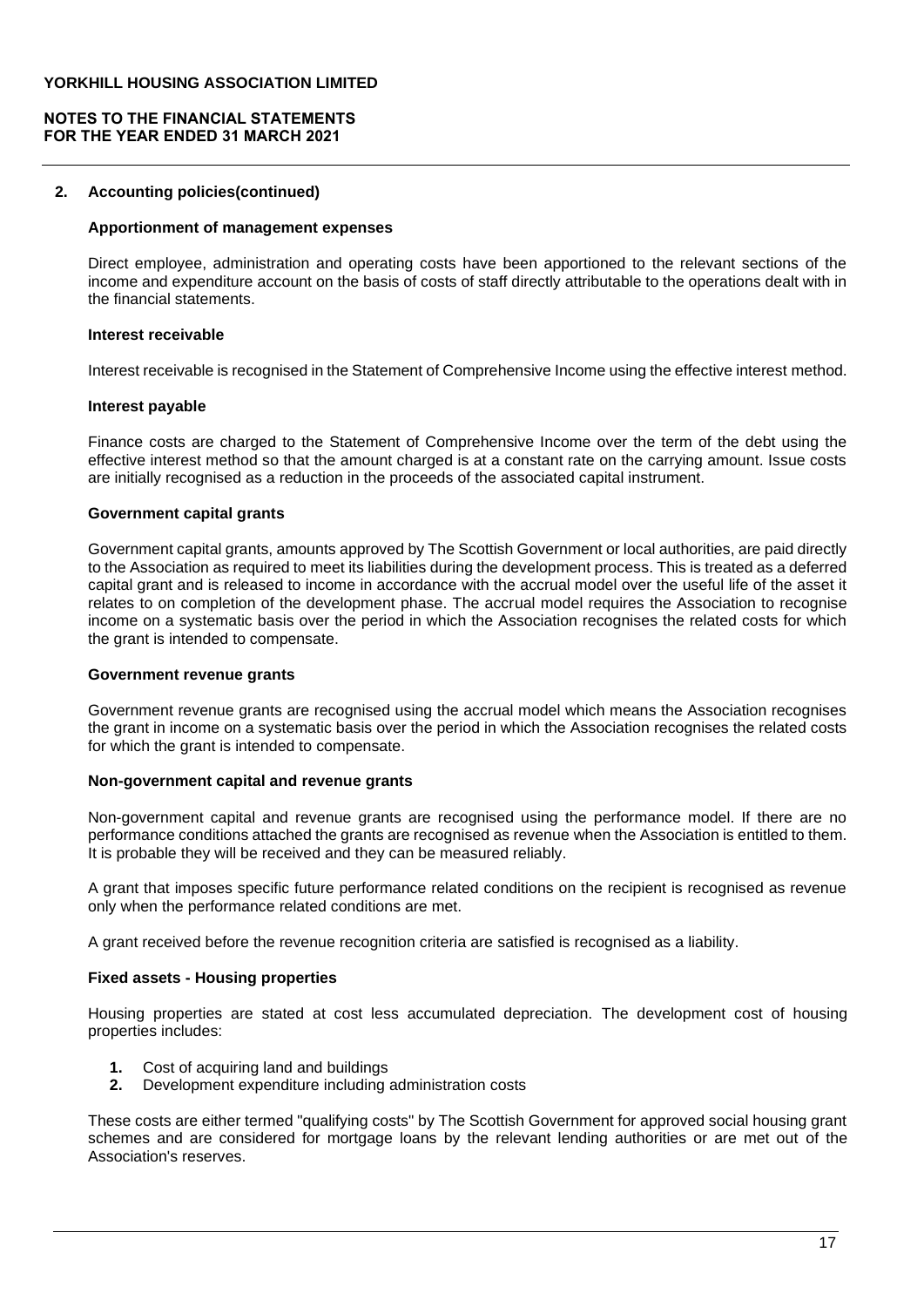## 2. Accounting policies(continued)

### Apportionment of management expenses

Direct employee, administration and operating costs have been apportioned to the relevant sections of the income and expenditure account on the basis of costs of staff directly attributable to the operations dealt with in the financial statements.

### Interest receivable

Interest receivable is recognised in the Statement of Comprehensive Income using the effective interest method.

### Interest payable

Finance costs are charged to the Statement of Comprehensive Income over the term of the debt using the effective interest method so that the amount charged is at a constant rate on the carrying amount. Issue costs are initially recognised as a reduction in the proceeds of the associated capital instrument.

### Government capital grants

Government capital grants, amounts approved by The Scottish Government or local authorities, are paid directly to the Association as required to meet its liabilities during the development process. This is treated as a deferred capital grant and is released to income in accordance with the accrual model over the useful life of the asset it relates to on completion of the development phase. The accrual model requires the Association to recognise income on a systematic basis over the period in which the Association recognises the related costs for which the grant is intended to compensate.

### Government revenue grants

Government revenue grants are recognised using the accrual model which means the Association recognises the grant in income on a systematic basis over the period in which the Association recognises the related costs for which the grant is intended to compensate.

### Non-government capital and revenue grants

Non-government capital and revenue grants are recognised using the performance model. If there are no performance conditions attached the grants are recognised as revenue when the Association is entitled to them. It is probable they will be received and they can be measured reliably.

A grant that imposes specific future performance related conditions on the recipient is recognised as revenue only when the performance related conditions are met.

A grant received before the revenue recognition criteria are satisfied is recognised as a liability.

### Fixed assets - Housing properties

Housing properties are stated at cost less accumulated depreciation. The development cost of housing properties includes:

1. Cost of acquiring land and buildings
2. Development expenditure including administration costs

These costs are either termed "qualifying costs" by The Scottish Government for approved social housing grant schemes and are considered for mortgage loans by the relevant lending authorities or are met out of the Association's reserves.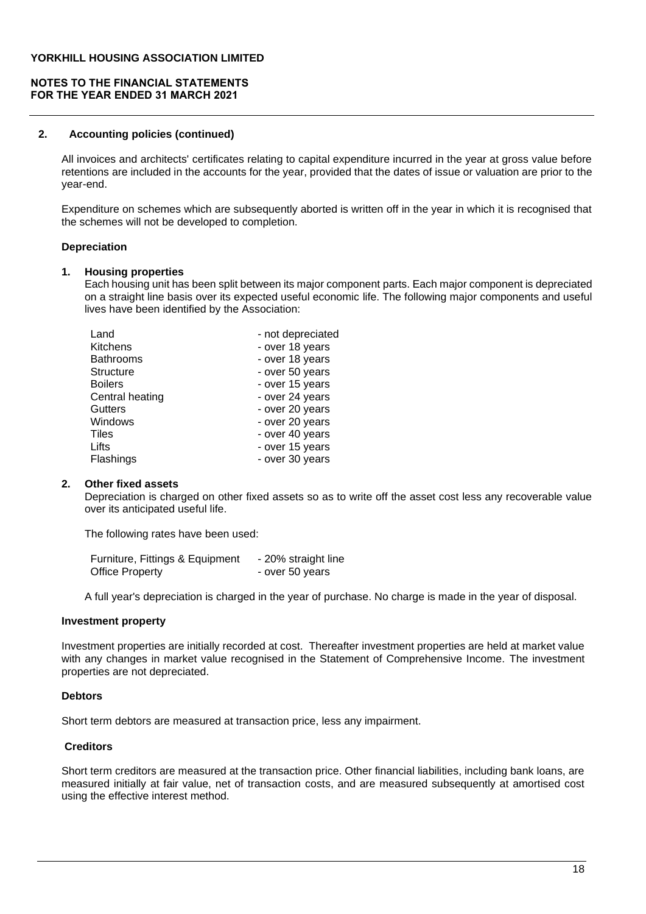## 2. Accounting policies (continued)

All invoices and architects' certificates relating to capital expenditure incurred in the year at gross value before retentions are included in the accounts for the year, provided that the dates of issue or valuation are prior to the year-end.

Expenditure on schemes which are subsequently aborted is written off in the year in which it is recognised that the schemes will not be developed to completion.

### Depreciation

**1. Housing properties**

Each housing unit has been split between its major component parts. Each major component is depreciated on a straight line basis over its expected useful economic life. The following major components and useful lives have been identified by the Association:

| | |
|---|---|
| Land | - not depreciated |
| Kitchens | - over 18 years |
| Bathrooms | - over 18 years |
| Structure | - over 50 years |
| Boilers | - over 15 years |
| Central heating | - over 24 years |
| Gutters | - over 20 years |
| Windows | - over 20 years |
| Tiles | - over 40 years |
| Lifts | - over 15 years |
| Flashings | - over 30 years |

**2. Other fixed assets**

Depreciation is charged on other fixed assets so as to write off the asset cost less any recoverable value over its anticipated useful life.

The following rates have been used:

| | |
|---|---|
| Furniture, Fittings & Equipment | - 20% straight line |
| Office Property | - over 50 years |

A full year's depreciation is charged in the year of purchase. No charge is made in the year of disposal.

### Investment property

Investment properties are initially recorded at cost. Thereafter investment properties are held at market value with any changes in market value recognised in the Statement of Comprehensive Income. The investment properties are not depreciated.

### Debtors

Short term debtors are measured at transaction price, less any impairment.

### Creditors

Short term creditors are measured at the transaction price. Other financial liabilities, including bank loans, are measured initially at fair value, net of transaction costs, and are measured subsequently at amortised cost using the effective interest method.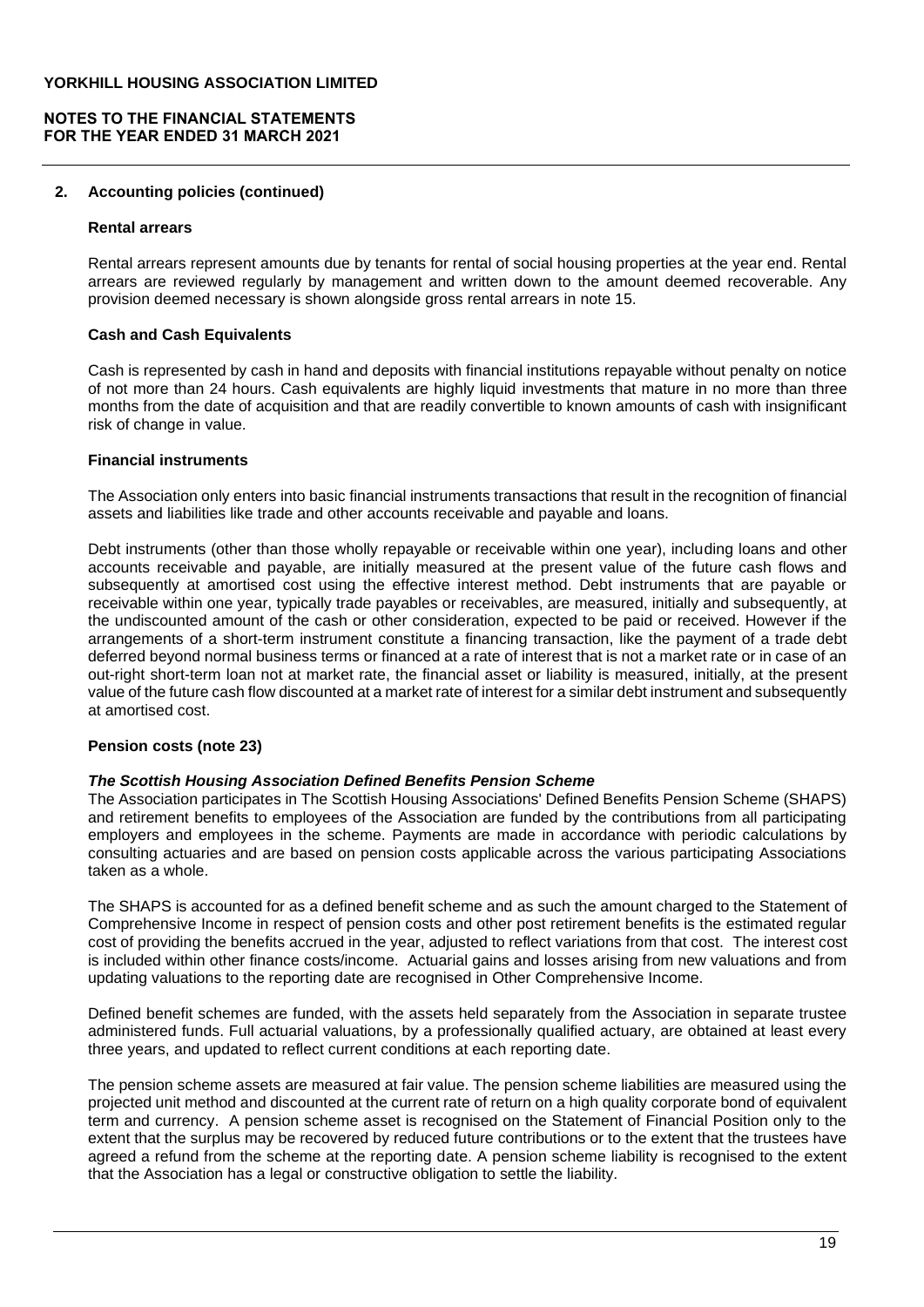## 2. Accounting policies (continued)

### Rental arrears

Rental arrears represent amounts due by tenants for rental of social housing properties at the year end. Rental arrears are reviewed regularly by management and written down to the amount deemed recoverable. Any provision deemed necessary is shown alongside gross rental arrears in note 15.

### Cash and Cash Equivalents

Cash is represented by cash in hand and deposits with financial institutions repayable without penalty on notice of not more than 24 hours. Cash equivalents are highly liquid investments that mature in no more than three months from the date of acquisition and that are readily convertible to known amounts of cash with insignificant risk of change in value.

### Financial instruments

The Association only enters into basic financial instruments transactions that result in the recognition of financial assets and liabilities like trade and other accounts receivable and payable and loans.

Debt instruments (other than those wholly repayable or receivable within one year), including loans and other accounts receivable and payable, are initially measured at the present value of the future cash flows and subsequently at amortised cost using the effective interest method. Debt instruments that are payable or receivable within one year, typically trade payables or receivables, are measured, initially and subsequently, at the undiscounted amount of the cash or other consideration, expected to be paid or received. However if the arrangements of a short-term instrument constitute a financing transaction, like the payment of a trade debt deferred beyond normal business terms or financed at a rate of interest that is not a market rate or in case of an out-right short-term loan not at market rate, the financial asset or liability is measured, initially, at the present value of the future cash flow discounted at a market rate of interest for a similar debt instrument and subsequently at amortised cost.

### Pension costs (note 23)

***The Scottish Housing Association Defined Benefits Pension Scheme***

The Association participates in The Scottish Housing Associations' Defined Benefits Pension Scheme (SHAPS) and retirement benefits to employees of the Association are funded by the contributions from all participating employers and employees in the scheme. Payments are made in accordance with periodic calculations by consulting actuaries and are based on pension costs applicable across the various participating Associations taken as a whole.

The SHAPS is accounted for as a defined benefit scheme and as such the amount charged to the Statement of Comprehensive Income in respect of pension costs and other post retirement benefits is the estimated regular cost of providing the benefits accrued in the year, adjusted to reflect variations from that cost. The interest cost is included within other finance costs/income. Actuarial gains and losses arising from new valuations and from updating valuations to the reporting date are recognised in Other Comprehensive Income.

Defined benefit schemes are funded, with the assets held separately from the Association in separate trustee administered funds. Full actuarial valuations, by a professionally qualified actuary, are obtained at least every three years, and updated to reflect current conditions at each reporting date.

The pension scheme assets are measured at fair value. The pension scheme liabilities are measured using the projected unit method and discounted at the current rate of return on a high quality corporate bond of equivalent term and currency. A pension scheme asset is recognised on the Statement of Financial Position only to the extent that the surplus may be recovered by reduced future contributions or to the extent that the trustees have agreed a refund from the scheme at the reporting date. A pension scheme liability is recognised to the extent that the Association has a legal or constructive obligation to settle the liability.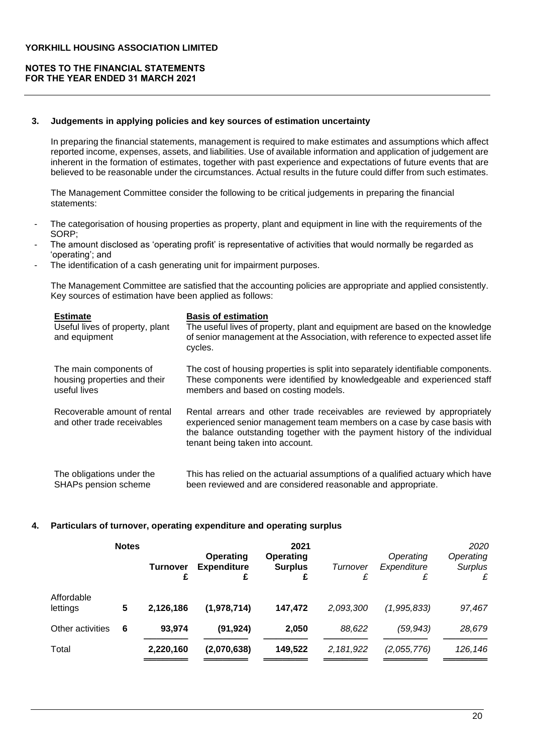**YORKHILL HOUSING ASSOCIATION LIMITED**

**NOTES TO THE FINANCIAL STATEMENTS**
**FOR THE YEAR ENDED 31 MARCH 2021**

## 3. Judgements in applying policies and key sources of estimation uncertainty

In preparing the financial statements, management is required to make estimates and assumptions which affect reported income, expenses, assets, and liabilities. Use of available information and application of judgement are inherent in the formation of estimates, together with past experience and expectations of future events that are believed to be reasonable under the circumstances. Actual results in the future could differ from such estimates.

The Management Committee consider the following to be critical judgements in preparing the financial statements:

- The categorisation of housing properties as property, plant and equipment in line with the requirements of the SORP;
- The amount disclosed as 'operating profit' is representative of activities that would normally be regarded as 'operating'; and
- The identification of a cash generating unit for impairment purposes.

The Management Committee are satisfied that the accounting policies are appropriate and applied consistently. Key sources of estimation have been applied as follows:

| **Estimate** | **Basis of estimation** |
|---|---|
| Useful lives of property, plant and equipment | The useful lives of property, plant and equipment are based on the knowledge of senior management at the Association, with reference to expected asset life cycles. |
| The main components of housing properties and their useful lives | The cost of housing properties is split into separately identifiable components. These components were identified by knowledgeable and experienced staff members and based on costing models. |
| Recoverable amount of rental and other trade receivables | Rental arrears and other trade receivables are reviewed by appropriately experienced senior management team members on a case by case basis with the balance outstanding together with the payment history of the individual tenant being taken into account. |
| The obligations under the SHAPs pension scheme | This has relied on the actuarial assumptions of a qualified actuary which have been reviewed and are considered reasonable and appropriate. |

## 4. Particulars of turnover, operating expenditure and operating surplus

| | **Notes** | **Turnover £** | **Operating Expenditure £** | **2021 Operating Surplus £** | *Turnover £* | *Operating Expenditure £* | *2020 Operating Surplus £* |
|---|---|---|---|---|---|---|---|
| Affordable lettings | 5 | **2,126,186** | **(1,978,714)** | **147,472** | *2,093,300* | *(1,995,833)* | *97,467* |
| Other activities | 6 | **93,974** | **(91,924)** | **2,050** | *88,622* | *(59,943)* | *28,679* |
| Total | | **2,220,160** | **(2,070,638)** | **149,522** | *2,181,922* | *(2,055,776)* | *126,146* |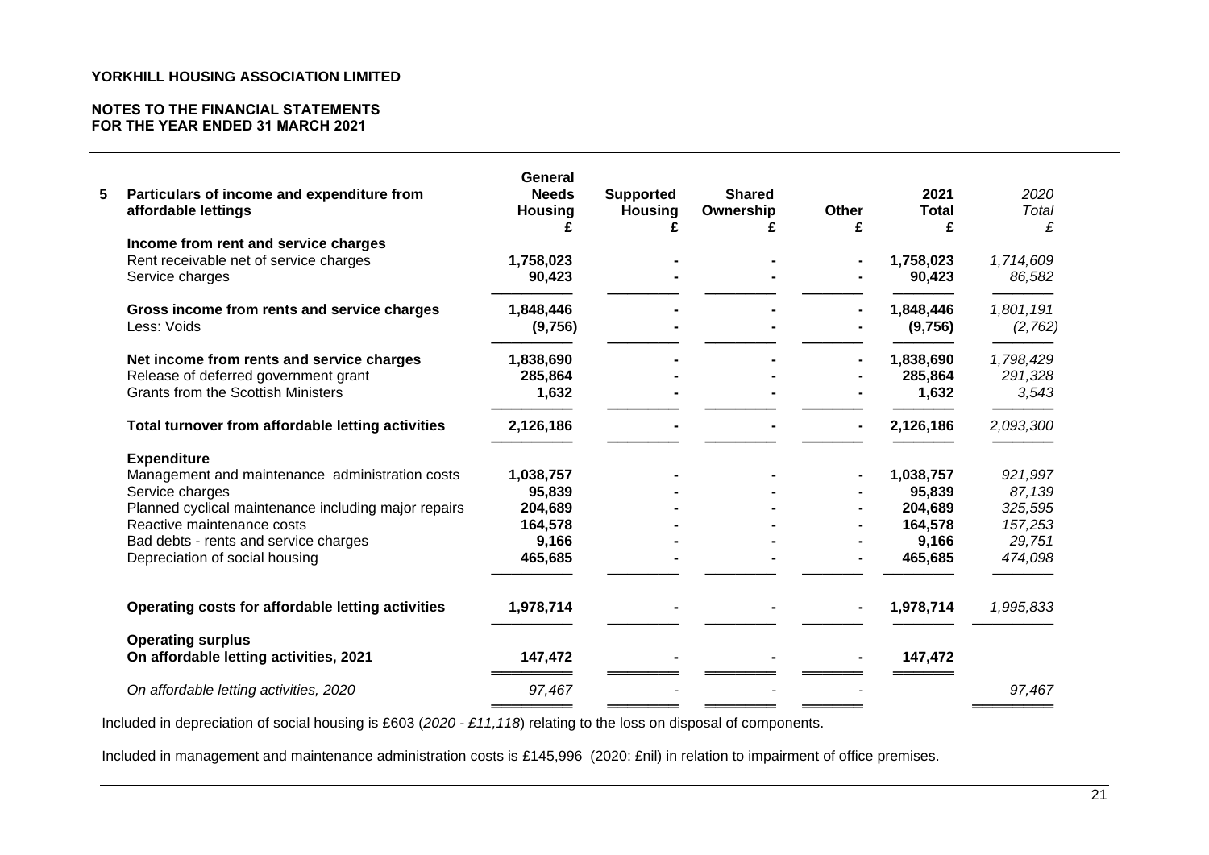**YORKHILL HOUSING ASSOCIATION LIMITED**

**NOTES TO THE FINANCIAL STATEMENTS**
**FOR THE YEAR ENDED 31 MARCH 2021**

| **5 Particulars of income and expenditure from affordable lettings** | **General Needs Housing £** | **Supported Housing £** | **Shared Ownership £** | **Other £** | **2021 Total £** | *2020 Total £* |
|---|---|---|---|---|---|---|
| **Income from rent and service charges** | | | | | | |
| Rent receivable net of service charges | **1,758,023** | **-** | **-** | **-** | **1,758,023** | *1,714,609* |
| Service charges | **90,423** | **-** | **-** | **-** | **90,423** | *86,582* |
| **Gross income from rents and service charges** | **1,848,446** | **-** | **-** | **-** | **1,848,446** | *1,801,191* |
| Less: Voids | **(9,756)** | **-** | **-** | **-** | **(9,756)** | *(2,762)* |
| **Net income from rents and service charges** | **1,838,690** | **-** | **-** | **-** | **1,838,690** | *1,798,429* |
| Release of deferred government grant | **285,864** | **-** | **-** | **-** | **285,864** | *291,328* |
| Grants from the Scottish Ministers | **1,632** | **-** | **-** | **-** | **1,632** | *3,543* |
| **Total turnover from affordable letting activities** | **2,126,186** | **-** | **-** | **-** | **2,126,186** | *2,093,300* |
| **Expenditure** | | | | | | |
| Management and maintenance administration costs | **1,038,757** | **-** | **-** | **-** | **1,038,757** | *921,997* |
| Service charges | **95,839** | **-** | **-** | **-** | **95,839** | *87,139* |
| Planned cyclical maintenance including major repairs | **204,689** | **-** | **-** | **-** | **204,689** | *325,595* |
| Reactive maintenance costs | **164,578** | **-** | **-** | **-** | **164,578** | *157,253* |
| Bad debts - rents and service charges | **9,166** | **-** | **-** | **-** | **9,166** | *29,751* |
| Depreciation of social housing | **465,685** | **-** | **-** | **-** | **465,685** | *474,098* |
| **Operating costs for affordable letting activities** | **1,978,714** | **-** | **-** | **-** | **1,978,714** | *1,995,833* |
| **Operating surplus** | | | | | | |
| **On affordable letting activities, 2021** | **147,472** | **-** | **-** | **-** | **147,472** | |
| *On affordable letting activities, 2020* | *97,467* | - | - | - | | *97,467* |

Included in depreciation of social housing is £603 (*2020 - £11,118*) relating to the loss on disposal of components.

Included in management and maintenance administration costs is £145,996 (2020: £nil) in relation to impairment of office premises.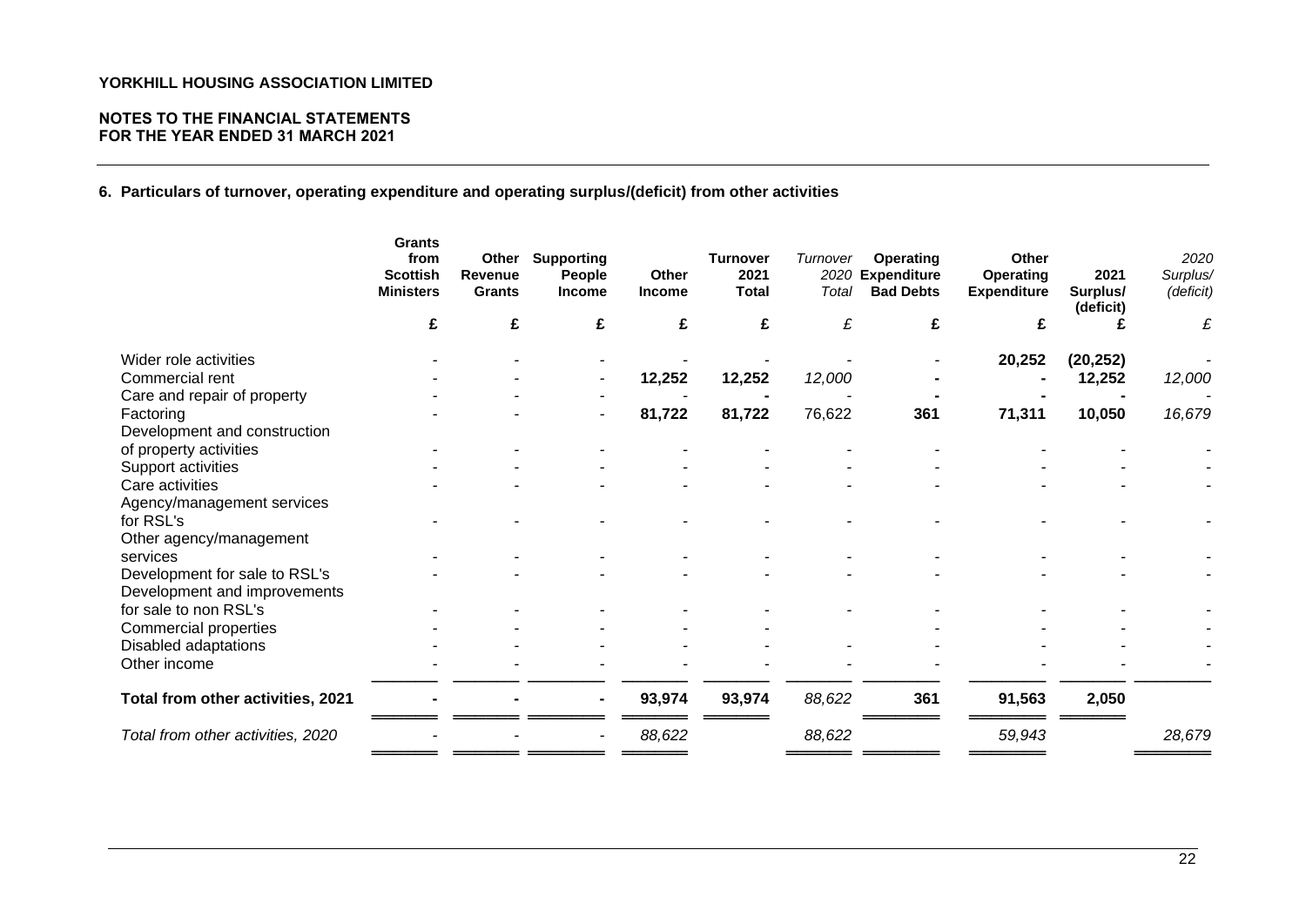**YORKHILL HOUSING ASSOCIATION LIMITED**

**NOTES TO THE FINANCIAL STATEMENTS**
**FOR THE YEAR ENDED 31 MARCH 2021**

**6. Particulars of turnover, operating expenditure and operating surplus/(deficit) from other activities**

| | Grants from Scottish Ministers | Other Revenue Grants | Supporting People Income | Other Income | Turnover 2021 Total | *Turnover 2020 Total* | Operating Expenditure Bad Debts | Other Operating Expenditure | 2021 Surplus/ (deficit) | *2020 Surplus/ (deficit)* |
|---|---|---|---|---|---|---|---|---|---|---|
| | £ | £ | £ | £ | £ | *£* | £ | £ | £ | *£* |
| Wider role activities | - | - | - | - | - | - | - | **20,252** | **(20,252)** | - |
| Commercial rent | - | - | - | **12,252** | **12,252** | *12,000* | **-** | **-** | **12,252** | *12,000* |
| Care and repair of property | - | - | - | - | **-** | - | **-** | **-** | **-** | - |
| Factoring | - | - | - | **81,722** | **81,722** | 76,622 | **361** | **71,311** | **10,050** | *16,679* |
| Development and construction of property activities | - | - | - | - | - | - | - | - | - | - |
| Support activities | - | - | - | - | - | - | - | - | - | - |
| Care activities | - | - | - | - | - | - | - | - | - | - |
| Agency/management services for RSL's | - | - | - | - | - | - | - | - | - | - |
| Other agency/management services | - | - | - | - | - | - | - | - | - | - |
| Development for sale to RSL's | - | - | - | - | - | - | - | - | - | - |
| Development and improvements for sale to non RSL's | - | - | - | - | - | - | - | - | - | - |
| Commercial properties | - | - | - | - | - | | - | - | - | - |
| Disabled adaptations | - | - | - | - | - | - | - | - | - | - |
| Other income | - | - | - | - | - | - | - | - | - | - |
| **Total from other activities, 2021** | **-** | **-** | **-** | **93,974** | **93,974** | *88,622* | **361** | **91,563** | **2,050** | |
| *Total from other activities, 2020* | - | - | - | *88,622* | | *88,622* | | *59,943* | | *28,679* |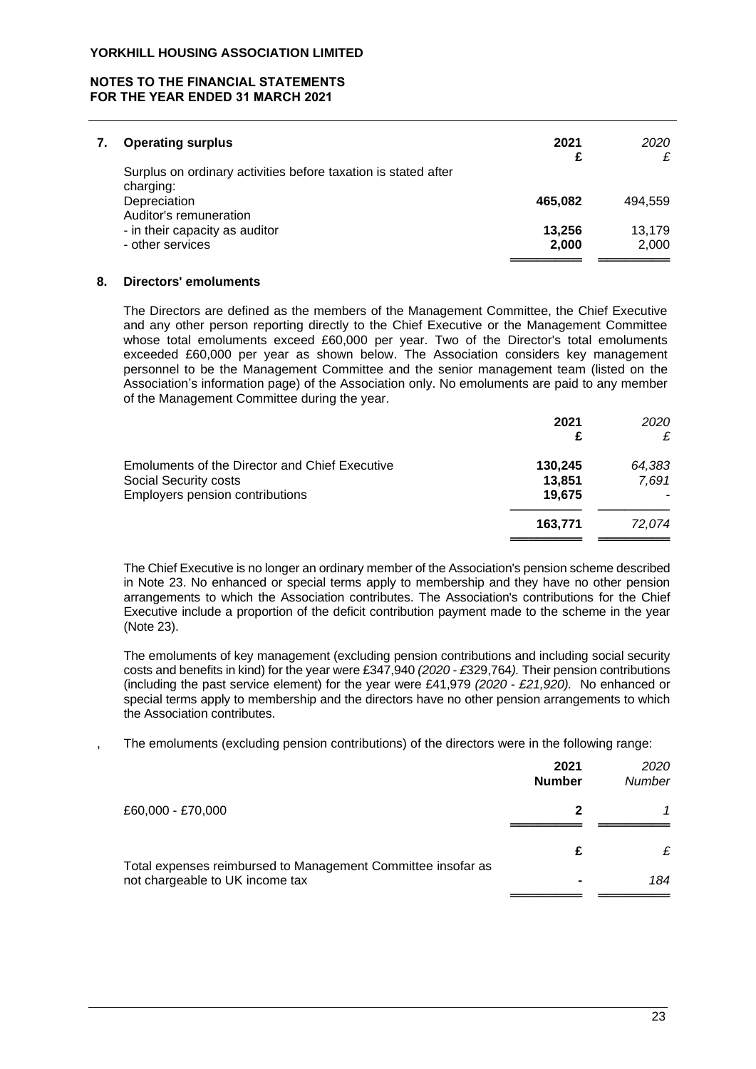## 7. Operating surplus

| | 2021 £ | *2020 £* |
|---|---|---|
| Surplus on ordinary activities before taxation is stated after charging: | | |
| Depreciation | **465,082** | *494,559* |
| Auditor's remuneration | | |
| - in their capacity as auditor | **13,256** | *13,179* |
| - other services | **2,000** | *2,000* |

## 8. Directors' emoluments

The Directors are defined as the members of the Management Committee, the Chief Executive and any other person reporting directly to the Chief Executive or the Management Committee whose total emoluments exceed £60,000 per year. Two of the Director's total emoluments exceeded £60,000 per year as shown below. The Association considers key management personnel to be the Management Committee and the senior management team (listed on the Association's information page) of the Association only. No emoluments are paid to any member of the Management Committee during the year.

| | 2021 £ | *2020 £* |
|---|---|---|
| Emoluments of the Director and Chief Executive | **130,245** | *64,383* |
| Social Security costs | **13,851** | *7,691* |
| Employers pension contributions | **19,675** | *-* |
| | **163,771** | *72,074* |

The Chief Executive is no longer an ordinary member of the Association's pension scheme described in Note 23. No enhanced or special terms apply to membership and they have no other pension arrangements to which the Association contributes. The Association's contributions for the Chief Executive include a proportion of the deficit contribution payment made to the scheme in the year (Note 23).

The emoluments of key management (excluding pension contributions and including social security costs and benefits in kind) for the year were £347,940 *(2020 - £329,764).* Their pension contributions (including the past service element) for the year were £41,979 *(2020 - £21,920).* No enhanced or special terms apply to membership and the directors have no other pension arrangements to which the Association contributes.

The emoluments (excluding pension contributions) of the directors were in the following range:

| | 2021 Number | *2020 Number* |
|---|---|---|
| £60,000 - £70,000 | **2** | *1* |

| | £ | *£* |
|---|---|---|
| Total expenses reimbursed to Management Committee insofar as not chargeable to UK income tax | **-** | *184* |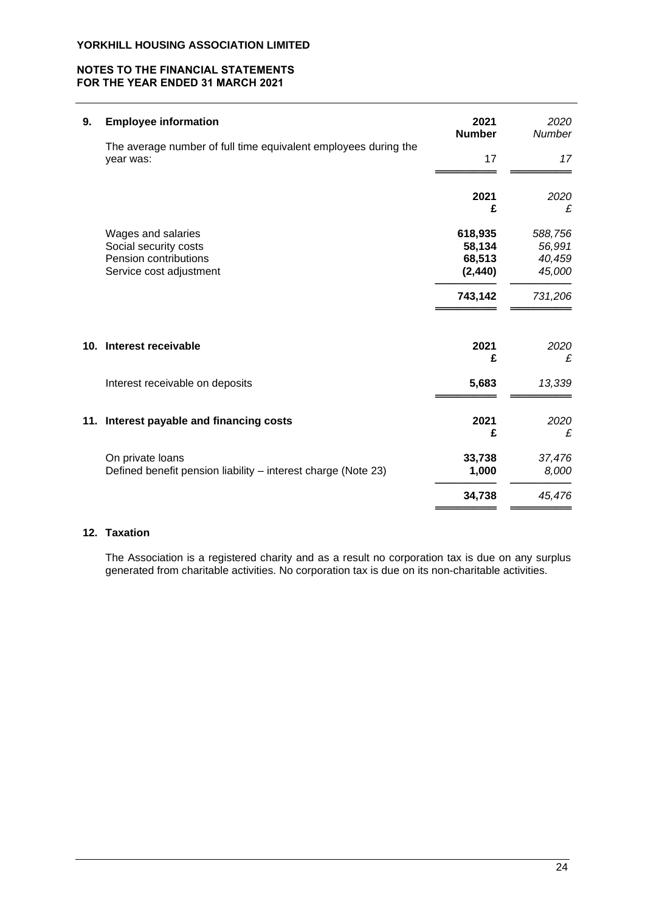YORKHILL HOUSING ASSOCIATION LIMITED

NOTES TO THE FINANCIAL STATEMENTS
FOR THE YEAR ENDED 31 MARCH 2021

## 9. Employee information

| | 2021 Number | *2020 Number* |
|---|---|---|
| The average number of full time equivalent employees during the year was: | 17 | *17* |

| | 2021 £ | *2020 £* |
|---|---|---|
| Wages and salaries | **618,935** | *588,756* |
| Social security costs | **58,134** | *56,991* |
| Pension contributions | **68,513** | *40,459* |
| Service cost adjustment | **(2,440)** | *45,000* |
| | **743,142** | *731,206* |

## 10. Interest receivable

| | 2021 £ | *2020 £* |
|---|---|---|
| Interest receivable on deposits | **5,683** | *13,339* |

## 11. Interest payable and financing costs

| | 2021 £ | *2020 £* |
|---|---|---|
| On private loans | **33,738** | *37,476* |
| Defined benefit pension liability – interest charge (Note 23) | **1,000** | *8,000* |
| | **34,738** | *45,476* |

## 12. Taxation

The Association is a registered charity and as a result no corporation tax is due on any surplus generated from charitable activities. No corporation tax is due on its non-charitable activities.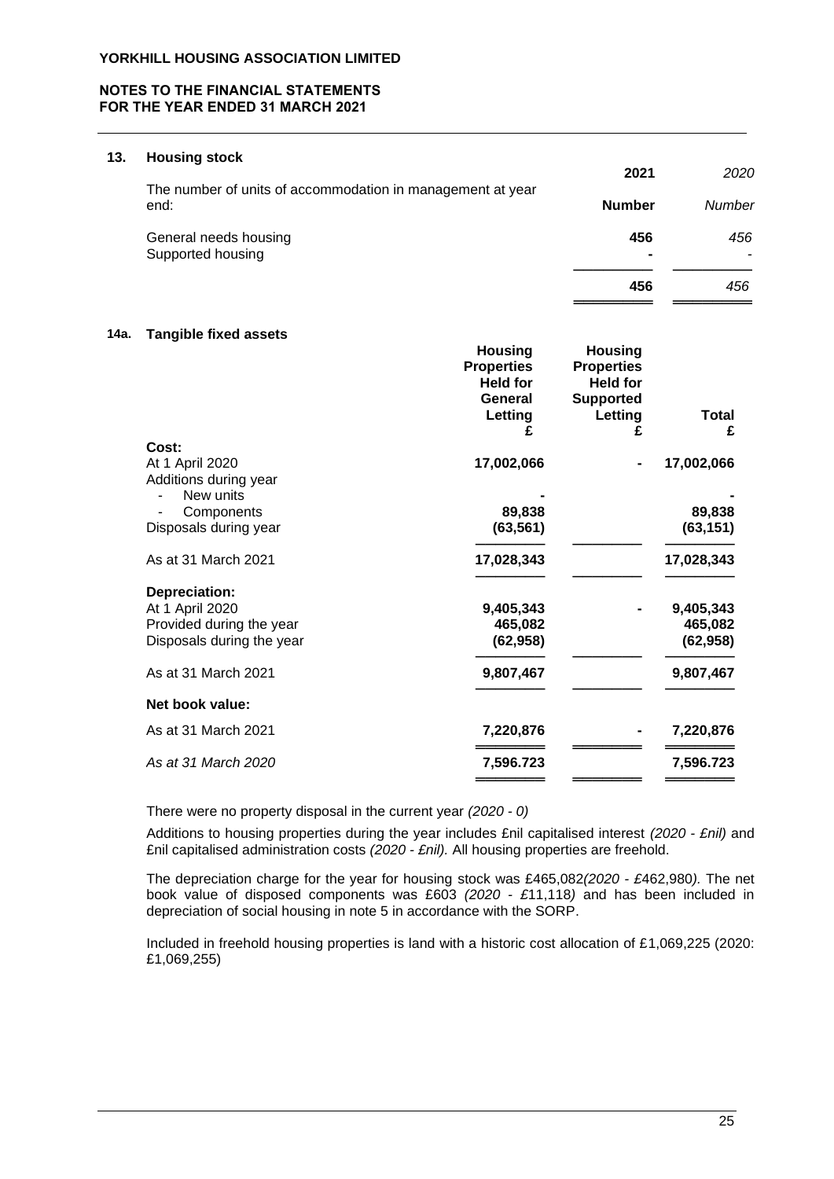YORKHILL HOUSING ASSOCIATION LIMITED

NOTES TO THE FINANCIAL STATEMENTS
FOR THE YEAR ENDED 31 MARCH 2021

## 13. Housing stock

| | 2021 | *2020* |
|---|---|---|
| The number of units of accommodation in management at year end: | **Number** | *Number* |
| General needs housing | **456** | *456* |
| Supported housing | **-** | *-* |
| | **456** | *456* |

## 14a. Tangible fixed assets

| | Housing Properties Held for General Letting £ | Housing Properties Held for Supported Letting £ | Total £ |
|---|---|---|---|
| **Cost:** | | | |
| At 1 April 2020 | **17,002,066** | **-** | **17,002,066** |
| Additions during year | | | |
| - New units | **-** | | **-** |
| - Components | **89,838** | | **89,838** |
| Disposals during year | **(63,561)** | | **(63,151)** |
| As at 31 March 2021 | **17,028,343** | | **17,028,343** |
| **Depreciation:** | | | |
| At 1 April 2020 | **9,405,343** | **-** | **9,405,343** |
| Provided during the year | **465,082** | | **465,082** |
| Disposals during the year | **(62,958)** | | **(62,958)** |
| As at 31 March 2021 | **9,807,467** | | **9,807,467** |
| **Net book value:** | | | |
| As at 31 March 2021 | **7,220,876** | **-** | **7,220,876** |
| *As at 31 March 2020* | **7,596.723** | | **7,596.723** |

There were no property disposal in the current year *(2020 - 0)*

Additions to housing properties during the year includes £nil capitalised interest *(2020 - £nil)* and £nil capitalised administration costs *(2020 - £nil).* All housing properties are freehold.

The depreciation charge for the year for housing stock was £465,082*(2020 - £*462,980*).* The net book value of disposed components was £603 *(2020 - £*11,118*)* and has been included in depreciation of social housing in note 5 in accordance with the SORP.

Included in freehold housing properties is land with a historic cost allocation of £1,069,225 (2020: £1,069,255)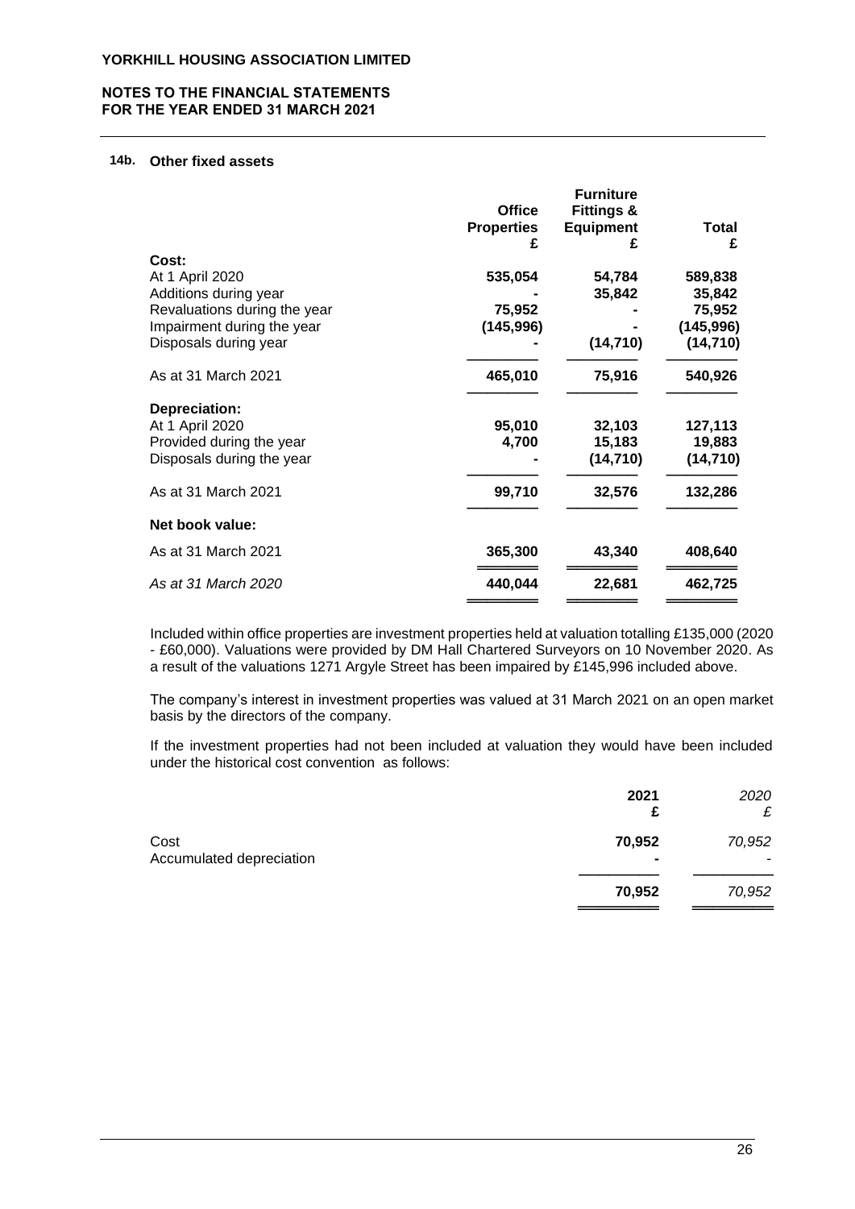**YORKHILL HOUSING ASSOCIATION LIMITED**

**NOTES TO THE FINANCIAL STATEMENTS FOR THE YEAR ENDED 31 MARCH 2021**

## 14b. Other fixed assets

| | Office Properties £ | Furniture Fittings & Equipment £ | Total £ |
|---|---|---|---|
| **Cost:** | | | |
| At 1 April 2020 | **535,054** | **54,784** | **589,838** |
| Additions during year | **-** | **35,842** | **35,842** |
| Revaluations during the year | **75,952** | **-** | **75,952** |
| Impairment during the year | **(145,996)** | **-** | **(145,996)** |
| Disposals during year | **-** | **(14,710)** | **(14,710)** |
| As at 31 March 2021 | **465,010** | **75,916** | **540,926** |
| **Depreciation:** | | | |
| At 1 April 2020 | **95,010** | **32,103** | **127,113** |
| Provided during the year | **4,700** | **15,183** | **19,883** |
| Disposals during the year | **-** | **(14,710)** | **(14,710)** |
| As at 31 March 2021 | **99,710** | **32,576** | **132,286** |
| **Net book value:** | | | |
| As at 31 March 2021 | **365,300** | **43,340** | **408,640** |
| *As at 31 March 2020* | **440,044** | **22,681** | **462,725** |

Included within office properties are investment properties held at valuation totalling £135,000 (2020 - £60,000). Valuations were provided by DM Hall Chartered Surveyors on 10 November 2020. As a result of the valuations 1271 Argyle Street has been impaired by £145,996 included above.

The company's interest in investment properties was valued at 31 March 2021 on an open market basis by the directors of the company.

If the investment properties had not been included at valuation they would have been included under the historical cost convention as follows:

| | 2021 £ | *2020 £* |
|---|---|---|
| Cost | **70,952** | *70,952* |
| Accumulated depreciation | **-** | - |
| | **70,952** | *70,952* |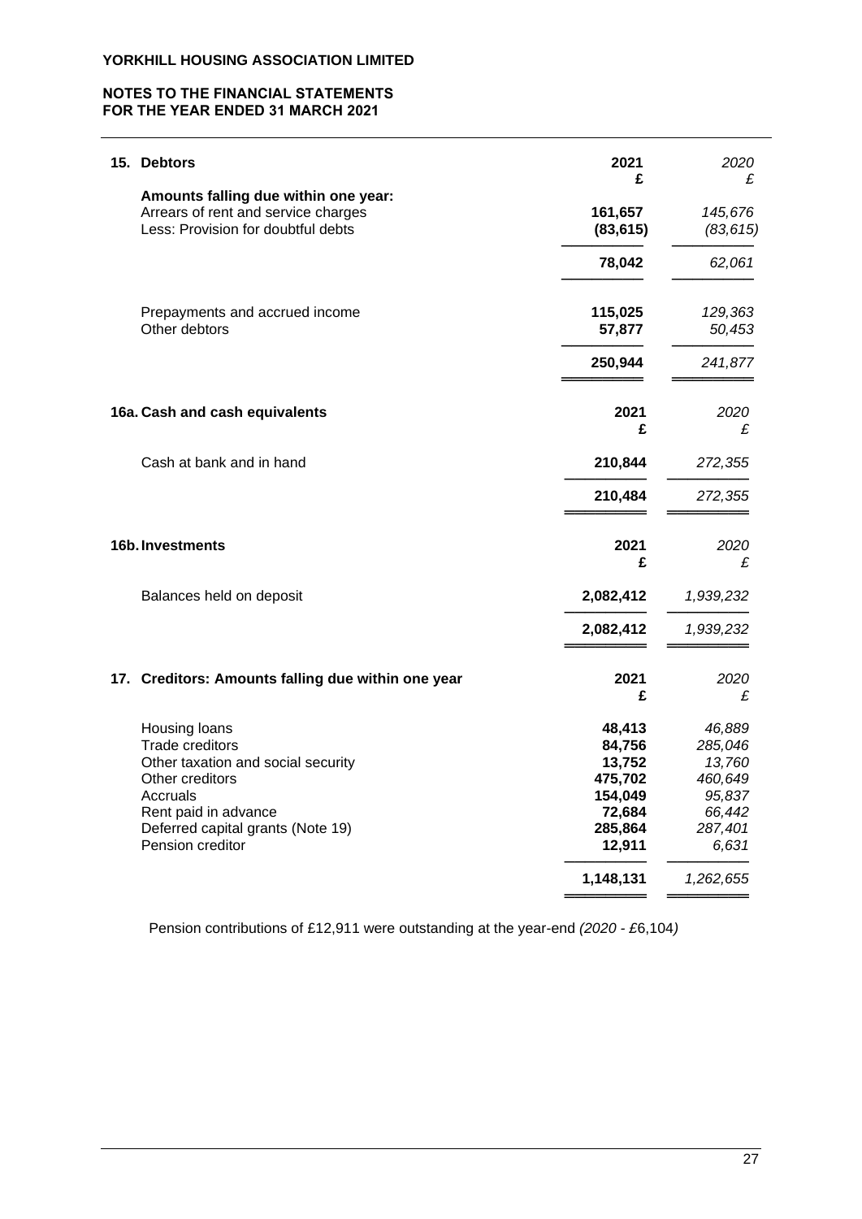YORKHILL HOUSING ASSOCIATION LIMITED

NOTES TO THE FINANCIAL STATEMENTS
FOR THE YEAR ENDED 31 MARCH 2021

| **15. Debtors** | **2021** | *2020* |
|---|---|---|
| | **£** | *£* |
| **Amounts falling due within one year:** | | |
| Arrears of rent and service charges | **161,657** | *145,676* |
| Less: Provision for doubtful debts | **(83,615)** | *(83,615)* |
| | **78,042** | *62,061* |
| Prepayments and accrued income | **115,025** | *129,363* |
| Other debtors | **57,877** | *50,453* |
| | **250,944** | *241,877* |

| **16a. Cash and cash equivalents** | **2021** | *2020* |
|---|---|---|
| | **£** | *£* |
| Cash at bank and in hand | **210,844** | *272,355* |
| | **210,484** | *272,355* |

| **16b. Investments** | **2021** | *2020* |
|---|---|---|
| | **£** | *£* |
| Balances held on deposit | **2,082,412** | *1,939,232* |
| | **2,082,412** | *1,939,232* |

| **17. Creditors: Amounts falling due within one year** | **2021** | *2020* |
|---|---|---|
| | **£** | *£* |
| Housing loans | **48,413** | *46,889* |
| Trade creditors | **84,756** | *285,046* |
| Other taxation and social security | **13,752** | *13,760* |
| Other creditors | **475,702** | *460,649* |
| Accruals | **154,049** | *95,837* |
| Rent paid in advance | **72,684** | *66,442* |
| Deferred capital grants (Note 19) | **285,864** | *287,401* |
| Pension creditor | **12,911** | *6,631* |
| | **1,148,131** | *1,262,655* |

Pension contributions of £12,911 were outstanding at the year-end *(2020 - £*6,104*)*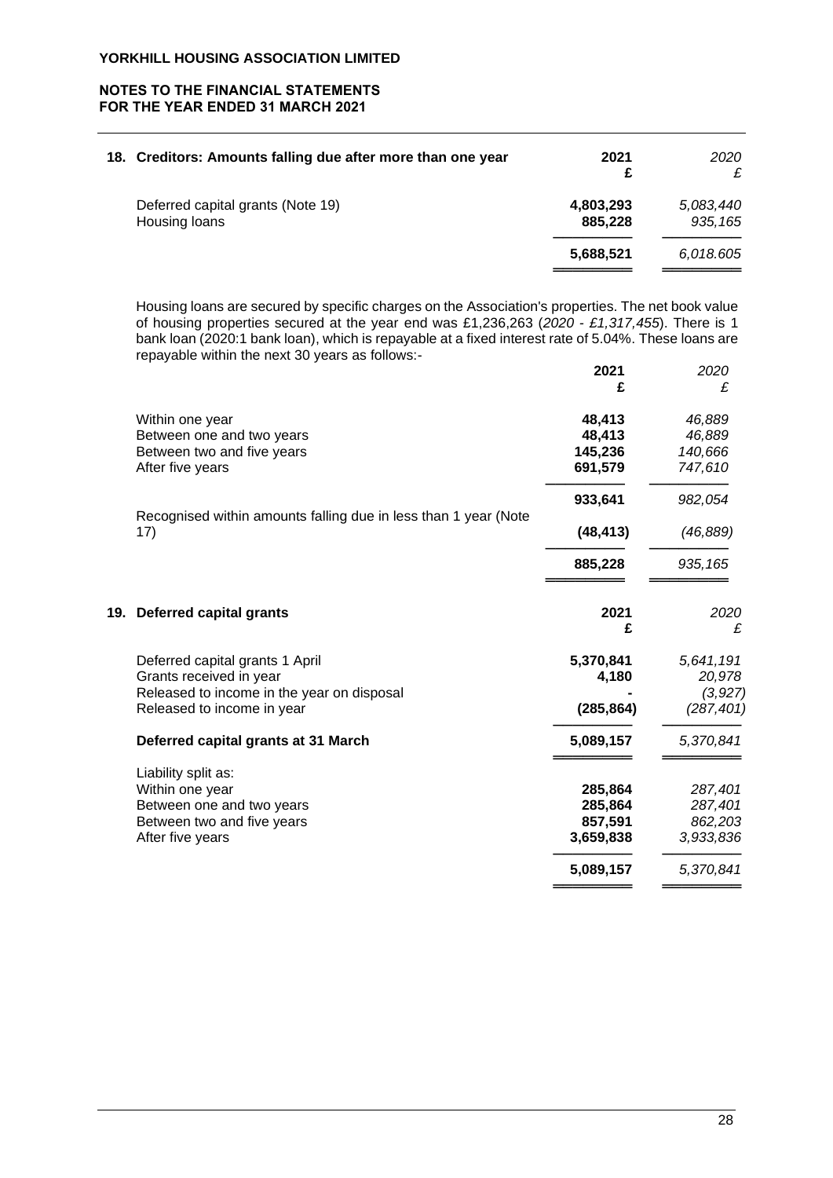### 18. Creditors: Amounts falling due after more than one year

| | 2021 £ | *2020 £* |
|---|---|---|
| Deferred capital grants (Note 19) | **4,803,293** | *5,083,440* |
| Housing loans | **885,228** | *935,165* |
| | **5,688,521** | *6.018.605* |

Housing loans are secured by specific charges on the Association's properties. The net book value of housing properties secured at the year end was £1,236,263 (*2020 - £1,317,455*). There is 1 bank loan (2020:1 bank loan), which is repayable at a fixed interest rate of 5.04%. These loans are repayable within the next 30 years as follows:-

| | 2021 £ | *2020 £* |
|---|---|---|
| Within one year | **48,413** | *46,889* |
| Between one and two years | **48,413** | *46,889* |
| Between two and five years | **145,236** | *140,666* |
| After five years | **691,579** | *747,610* |
| | **933,641** | *982,054* |
| Recognised within amounts falling due in less than 1 year (Note 17) | **(48,413)** | *(46,889)* |
| | **885,228** | *935,165* |

### 19. Deferred capital grants

| | 2021 £ | *2020 £* |
|---|---|---|
| Deferred capital grants 1 April | **5,370,841** | *5,641,191* |
| Grants received in year | **4,180** | *20,978* |
| Released to income in the year on disposal | **-** | *(3,927)* |
| Released to income in year | **(285,864)** | *(287,401)* |
| **Deferred capital grants at 31 March** | **5,089,157** | *5,370,841* |
| Liability split as: | | |
| Within one year | **285,864** | *287,401* |
| Between one and two years | **285,864** | *287,401* |
| Between two and five years | **857,591** | *862,203* |
| After five years | **3,659,838** | *3,933,836* |
| | **5,089,157** | *5,370,841* |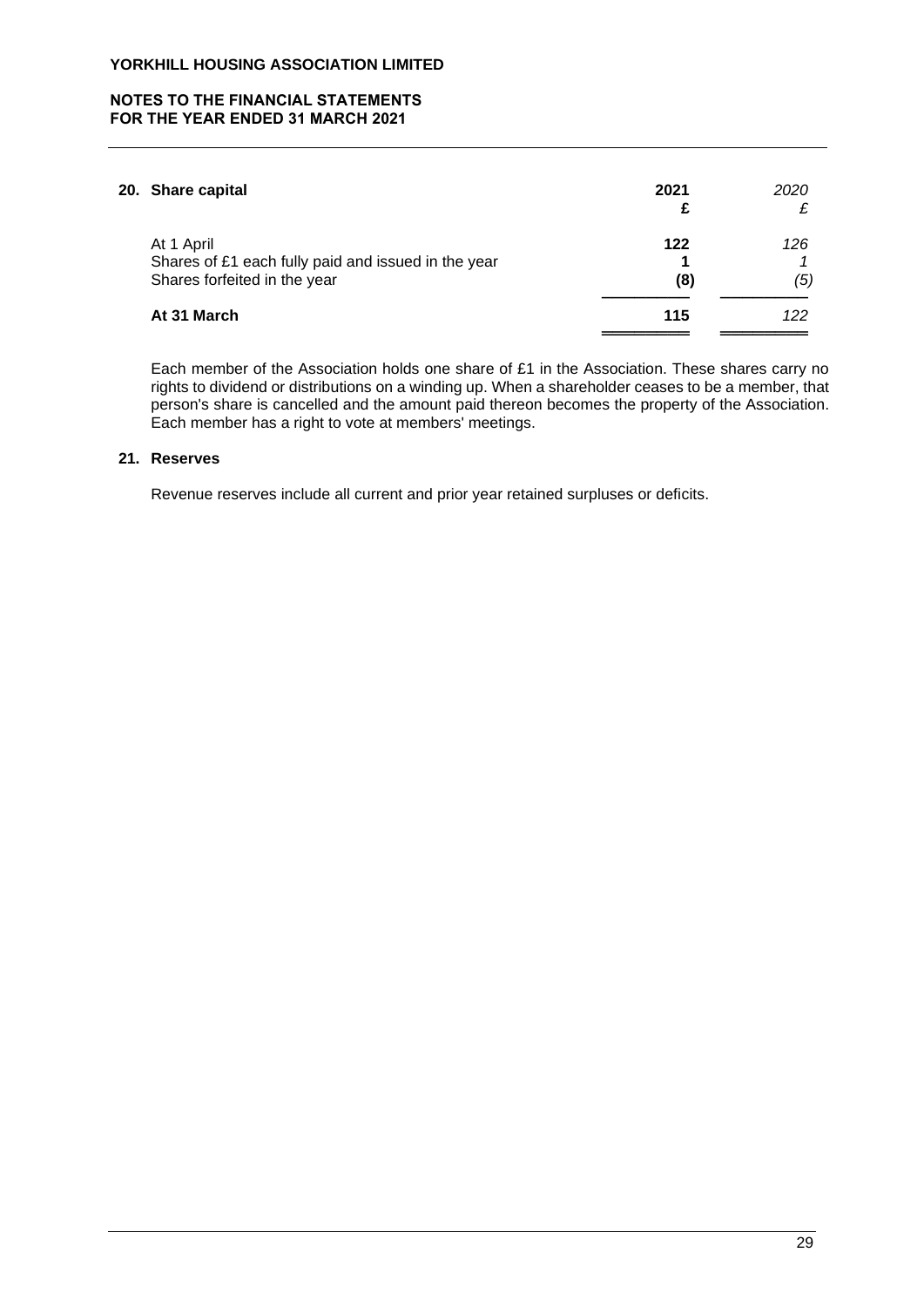## 20. Share capital

| | 2021 £ | *2020 £* |
|---|---|---|
| At 1 April | **122** | *126* |
| Shares of £1 each fully paid and issued in the year | **1** | *1* |
| Shares forfeited in the year | **(8)** | *(5)* |
| **At 31 March** | **115** | *122* |

Each member of the Association holds one share of £1 in the Association. These shares carry no rights to dividend or distributions on a winding up. When a shareholder ceases to be a member, that person's share is cancelled and the amount paid thereon becomes the property of the Association. Each member has a right to vote at members' meetings.

## 21. Reserves

Revenue reserves include all current and prior year retained surpluses or deficits.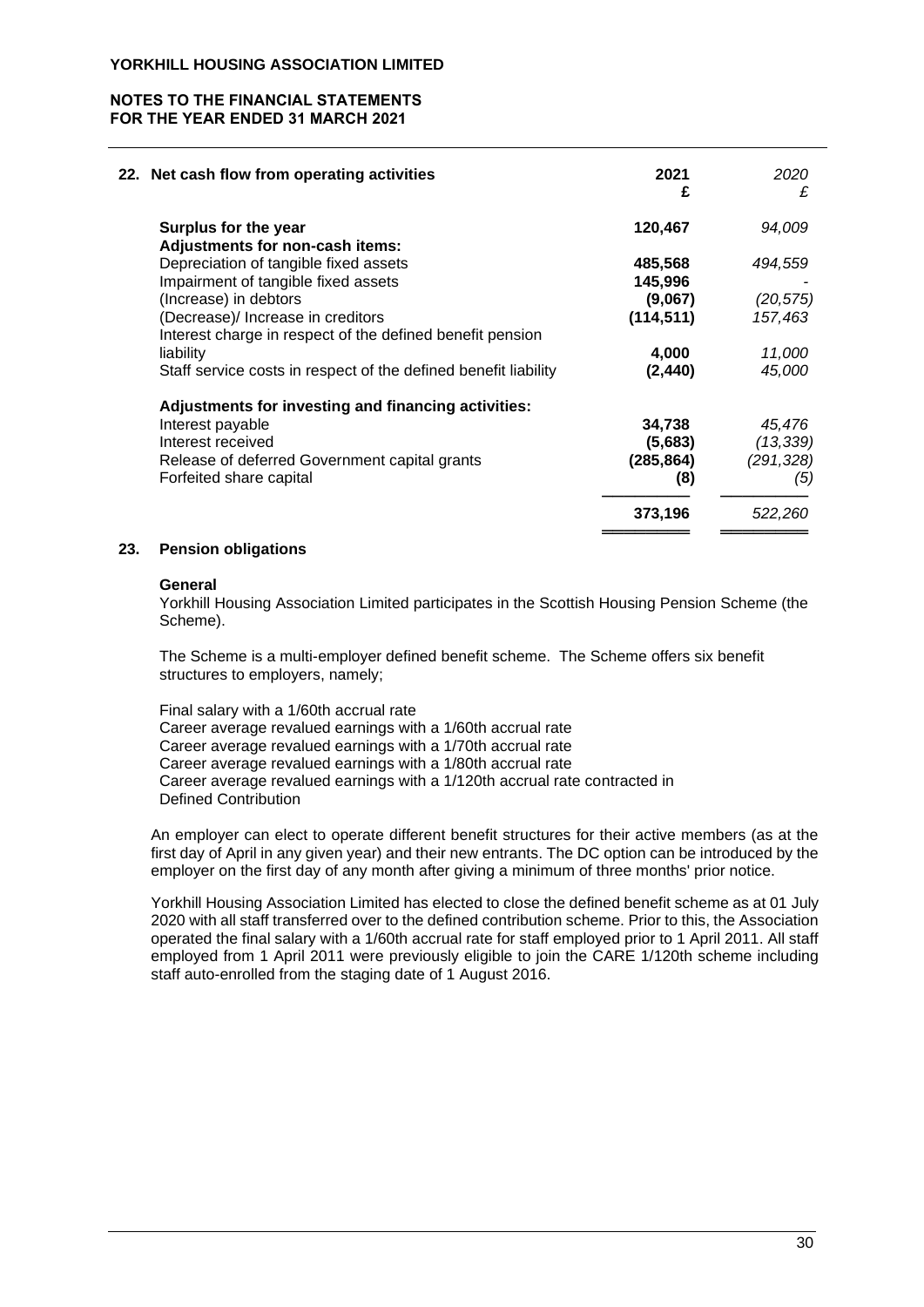## 22. Net cash flow from operating activities

| | 2021 £ | *2020 £* |
|---|---|---|
| **Surplus for the year** | **120,467** | *94,009* |
| **Adjustments for non-cash items:** | | |
| Depreciation of tangible fixed assets | **485,568** | *494,559* |
| Impairment of tangible fixed assets | **145,996** | *-* |
| (Increase) in debtors | **(9,067)** | *(20,575)* |
| (Decrease)/ Increase in creditors | **(114,511)** | *157,463* |
| Interest charge in respect of the defined benefit pension liability | **4,000** | *11,000* |
| Staff service costs in respect of the defined benefit liability | **(2,440)** | *45,000* |
| **Adjustments for investing and financing activities:** | | |
| Interest payable | **34,738** | *45,476* |
| Interest received | **(5,683)** | *(13,339)* |
| Release of deferred Government capital grants | **(285,864)** | *(291,328)* |
| Forfeited share capital | **(8)** | *(5)* |
| | **373,196** | *522,260* |

## 23. Pension obligations

**General**

Yorkhill Housing Association Limited participates in the Scottish Housing Pension Scheme (the Scheme).

The Scheme is a multi-employer defined benefit scheme. The Scheme offers six benefit structures to employers, namely;

Final salary with a 1/60th accrual rate
Career average revalued earnings with a 1/60th accrual rate
Career average revalued earnings with a 1/70th accrual rate
Career average revalued earnings with a 1/80th accrual rate
Career average revalued earnings with a 1/120th accrual rate contracted in
Defined Contribution

An employer can elect to operate different benefit structures for their active members (as at the first day of April in any given year) and their new entrants. The DC option can be introduced by the employer on the first day of any month after giving a minimum of three months' prior notice.

Yorkhill Housing Association Limited has elected to close the defined benefit scheme as at 01 July 2020 with all staff transferred over to the defined contribution scheme. Prior to this, the Association operated the final salary with a 1/60th accrual rate for staff employed prior to 1 April 2011. All staff employed from 1 April 2011 were previously eligible to join the CARE 1/120th scheme including staff auto-enrolled from the staging date of 1 August 2016.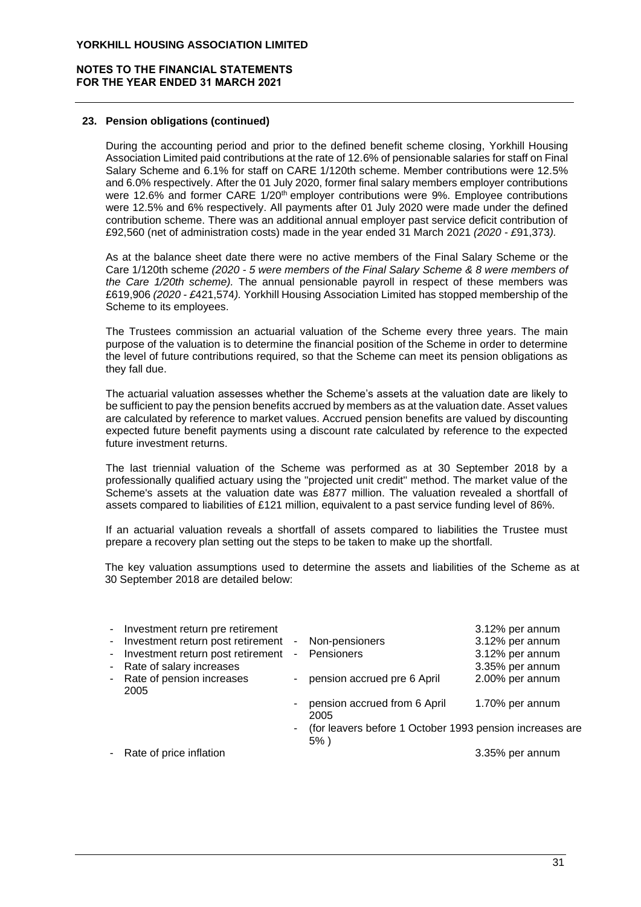## 23. Pension obligations (continued)

During the accounting period and prior to the defined benefit scheme closing, Yorkhill Housing Association Limited paid contributions at the rate of 12.6% of pensionable salaries for staff on Final Salary Scheme and 6.1% for staff on CARE 1/120th scheme. Member contributions were 12.5% and 6.0% respectively. After the 01 July 2020, former final salary members employer contributions were 12.6% and former CARE 1/20th employer contributions were 9%. Employee contributions were 12.5% and 6% respectively. All payments after 01 July 2020 were made under the defined contribution scheme. There was an additional annual employer past service deficit contribution of £92,560 (net of administration costs) made in the year ended 31 March 2021 *(2020 - £91,373).*

As at the balance sheet date there were no active members of the Final Salary Scheme or the Care 1/120th scheme *(2020 - 5 were members of the Final Salary Scheme & 8 were members of the Care 1/20th scheme).* The annual pensionable payroll in respect of these members was £619,906 *(2020 - £421,574).* Yorkhill Housing Association Limited has stopped membership of the Scheme to its employees.

The Trustees commission an actuarial valuation of the Scheme every three years. The main purpose of the valuation is to determine the financial position of the Scheme in order to determine the level of future contributions required, so that the Scheme can meet its pension obligations as they fall due.

The actuarial valuation assesses whether the Scheme's assets at the valuation date are likely to be sufficient to pay the pension benefits accrued by members as at the valuation date. Asset values are calculated by reference to market values. Accrued pension benefits are valued by discounting expected future benefit payments using a discount rate calculated by reference to the expected future investment returns.

The last triennial valuation of the Scheme was performed as at 30 September 2018 by a professionally qualified actuary using the "projected unit credit" method. The market value of the Scheme's assets at the valuation date was £877 million. The valuation revealed a shortfall of assets compared to liabilities of £121 million, equivalent to a past service funding level of 86%.

If an actuarial valuation reveals a shortfall of assets compared to liabilities the Trustee must prepare a recovery plan setting out the steps to be taken to make up the shortfall.

The key valuation assumptions used to determine the assets and liabilities of the Scheme as at 30 September 2018 are detailed below:

| | | |
|---|---|---|
| - Investment return pre retirement | | 3.12% per annum |
| - Investment return post retirement | - Non-pensioners | 3.12% per annum |
| - Investment return post retirement | - Pensioners | 3.12% per annum |
| - Rate of salary increases | | 3.35% per annum |
| - Rate of pension increases | - pension accrued pre 6 April 2005 | 2.00% per annum |
| | - pension accrued from 6 April 2005 | 1.70% per annum |
| | - (for leavers before 1 October 1993 pension increases are 5% ) | |
| - Rate of price inflation | | 3.35% per annum |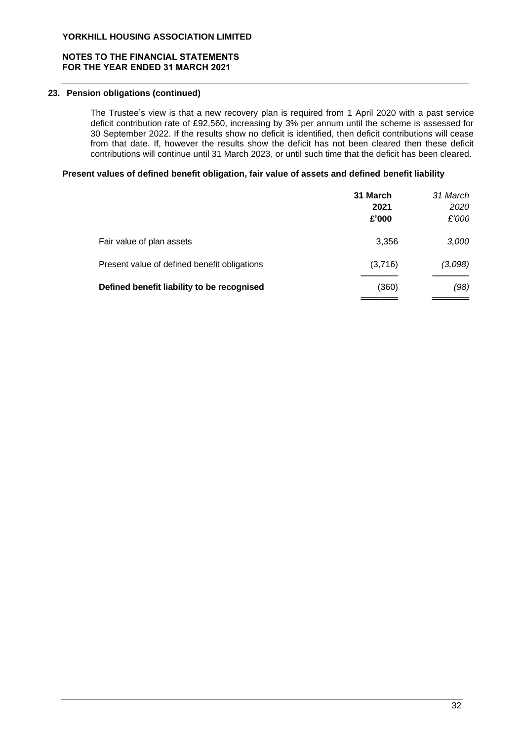## 23. Pension obligations (continued)

The Trustee's view is that a new recovery plan is required from 1 April 2020 with a past service deficit contribution rate of £92,560, increasing by 3% per annum until the scheme is assessed for 30 September 2022. If the results show no deficit is identified, then deficit contributions will cease from that date. If, however the results show the deficit has not been cleared then these deficit contributions will continue until 31 March 2023, or until such time that the deficit has been cleared.

### Present values of defined benefit obligation, fair value of assets and defined benefit liability

| | **31 March 2021 £'000** | *31 March 2020 £'000* |
|---|---|---|
| Fair value of plan assets | 3,356 | *3,000* |
| Present value of defined benefit obligations | (3,716) | *(3,098)* |
| **Defined benefit liability to be recognised** | (360) | *(98)* |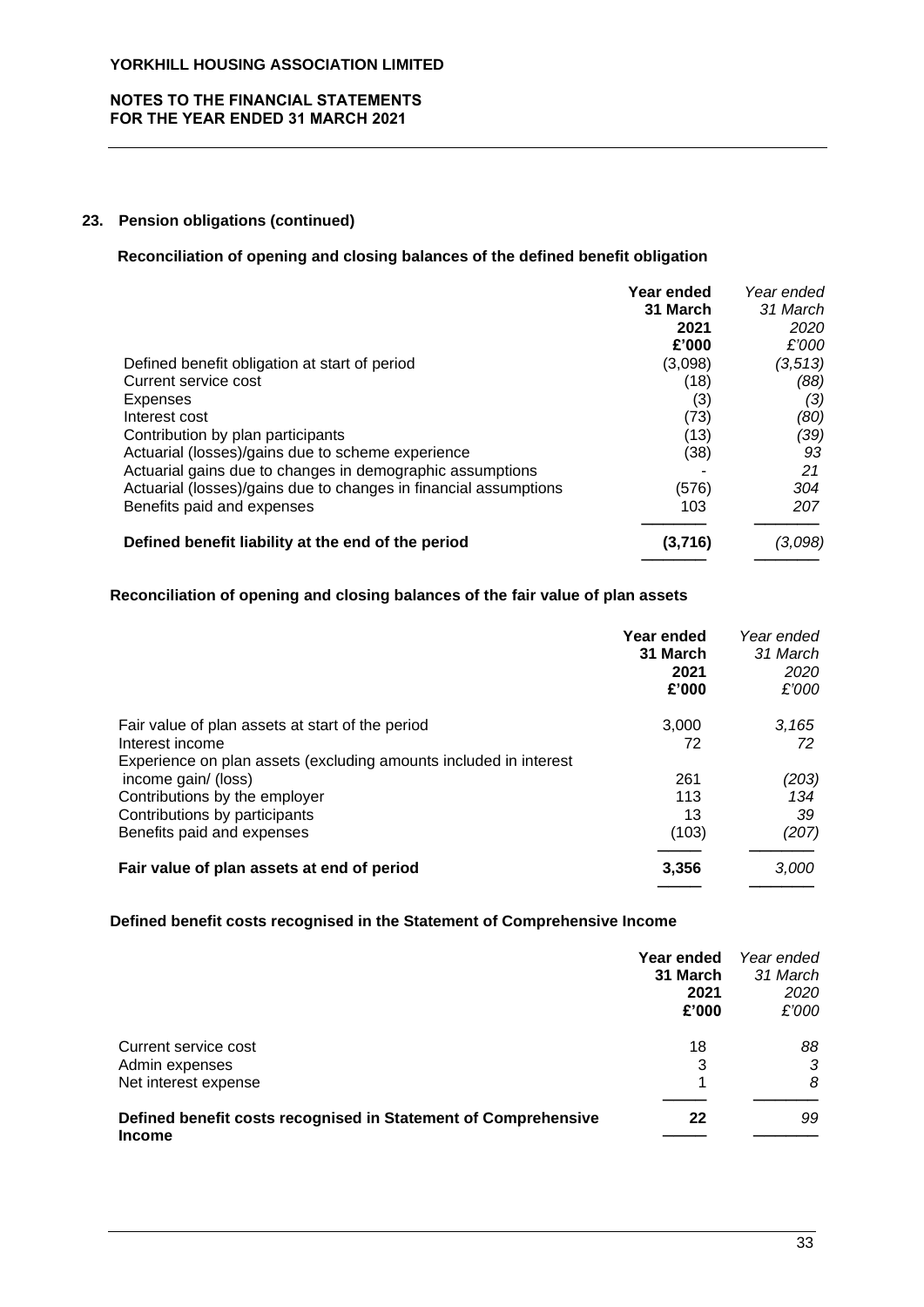**YORKHILL HOUSING ASSOCIATION LIMITED**

**NOTES TO THE FINANCIAL STATEMENTS**
**FOR THE YEAR ENDED 31 MARCH 2021**

## 23. Pension obligations (continued)

### Reconciliation of opening and closing balances of the defined benefit obligation

| | **Year ended 31 March 2021 £'000** | *Year ended 31 March 2020 £'000* |
|---|---|---|
| Defined benefit obligation at start of period | (3,098) | *(3,513)* |
| Current service cost | (18) | *(88)* |
| Expenses | (3) | *(3)* |
| Interest cost | (73) | *(80)* |
| Contribution by plan participants | (13) | *(39)* |
| Actuarial (losses)/gains due to scheme experience | (38) | *93* |
| Actuarial gains due to changes in demographic assumptions | - | *21* |
| Actuarial (losses)/gains due to changes in financial assumptions | (576) | *304* |
| Benefits paid and expenses | 103 | *207* |
| **Defined benefit liability at the end of the period** | **(3,716)** | *(3,098)* |

### Reconciliation of opening and closing balances of the fair value of plan assets

| | **Year ended 31 March 2021 £'000** | *Year ended 31 March 2020 £'000* |
|---|---|---|
| Fair value of plan assets at start of the period | 3,000 | *3,165* |
| Interest income | 72 | *72* |
| Experience on plan assets (excluding amounts included in interest income gain/ (loss) | 261 | *(203)* |
| Contributions by the employer | 113 | *134* |
| Contributions by participants | 13 | *39* |
| Benefits paid and expenses | (103) | *(207)* |
| **Fair value of plan assets at end of period** | **3,356** | *3,000* |

### Defined benefit costs recognised in the Statement of Comprehensive Income

| | **Year ended 31 March 2021 £'000** | *Year ended 31 March 2020 £'000* |
|---|---|---|
| Current service cost | 18 | *88* |
| Admin expenses | 3 | *3* |
| Net interest expense | 1 | *8* |
| **Defined benefit costs recognised in Statement of Comprehensive Income** | **22** | *99* |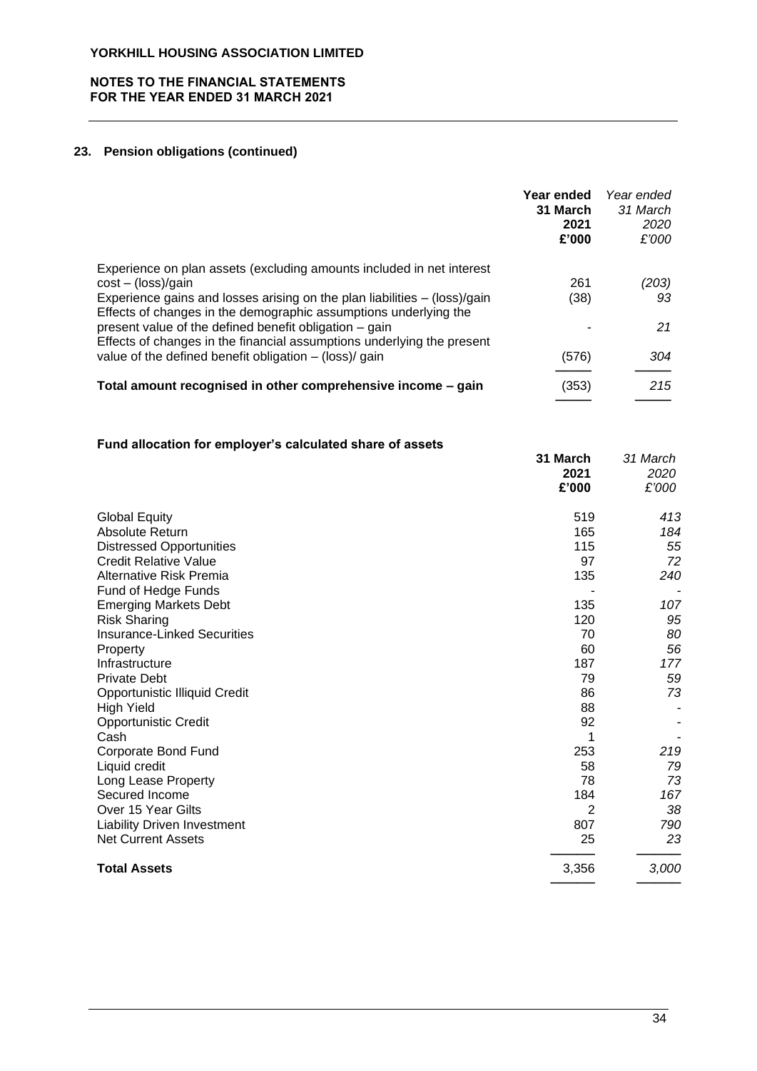**YORKHILL HOUSING ASSOCIATION LIMITED**

**NOTES TO THE FINANCIAL STATEMENTS**
**FOR THE YEAR ENDED 31 MARCH 2021**

## 23. Pension obligations (continued)

| | **Year ended 31 March 2021 £'000** | *Year ended 31 March 2020 £'000* |
|---|---|---|
| Experience on plan assets (excluding amounts included in net interest cost – (loss)/gain | 261 | *(203)* |
| Experience gains and losses arising on the plan liabilities – (loss)/gain | (38) | *93* |
| Effects of changes in the demographic assumptions underlying the present value of the defined benefit obligation – gain | - | *21* |
| Effects of changes in the financial assumptions underlying the present value of the defined benefit obligation – (loss)/ gain | (576) | *304* |
| **Total amount recognised in other comprehensive income – gain** | (353) | *215* |

### Fund allocation for employer's calculated share of assets

| | **31 March 2021 £'000** | *31 March 2020 £'000* |
|---|---|---|
| Global Equity | 519 | *413* |
| Absolute Return | 165 | *184* |
| Distressed Opportunities | 115 | *55* |
| Credit Relative Value | 97 | *72* |
| Alternative Risk Premia | 135 | *240* |
| Fund of Hedge Funds | - | *-* |
| Emerging Markets Debt | 135 | *107* |
| Risk Sharing | 120 | *95* |
| Insurance-Linked Securities | 70 | *80* |
| Property | 60 | *56* |
| Infrastructure | 187 | *177* |
| Private Debt | 79 | *59* |
| Opportunistic Illiquid Credit | 86 | *73* |
| High Yield | 88 | *-* |
| Opportunistic Credit | 92 | *-* |
| Cash | 1 | *-* |
| Corporate Bond Fund | 253 | *219* |
| Liquid credit | 58 | *79* |
| Long Lease Property | 78 | *73* |
| Secured Income | 184 | *167* |
| Over 15 Year Gilts | 2 | *38* |
| Liability Driven Investment | 807 | *790* |
| Net Current Assets | 25 | *23* |
| **Total Assets** | 3,356 | *3,000* |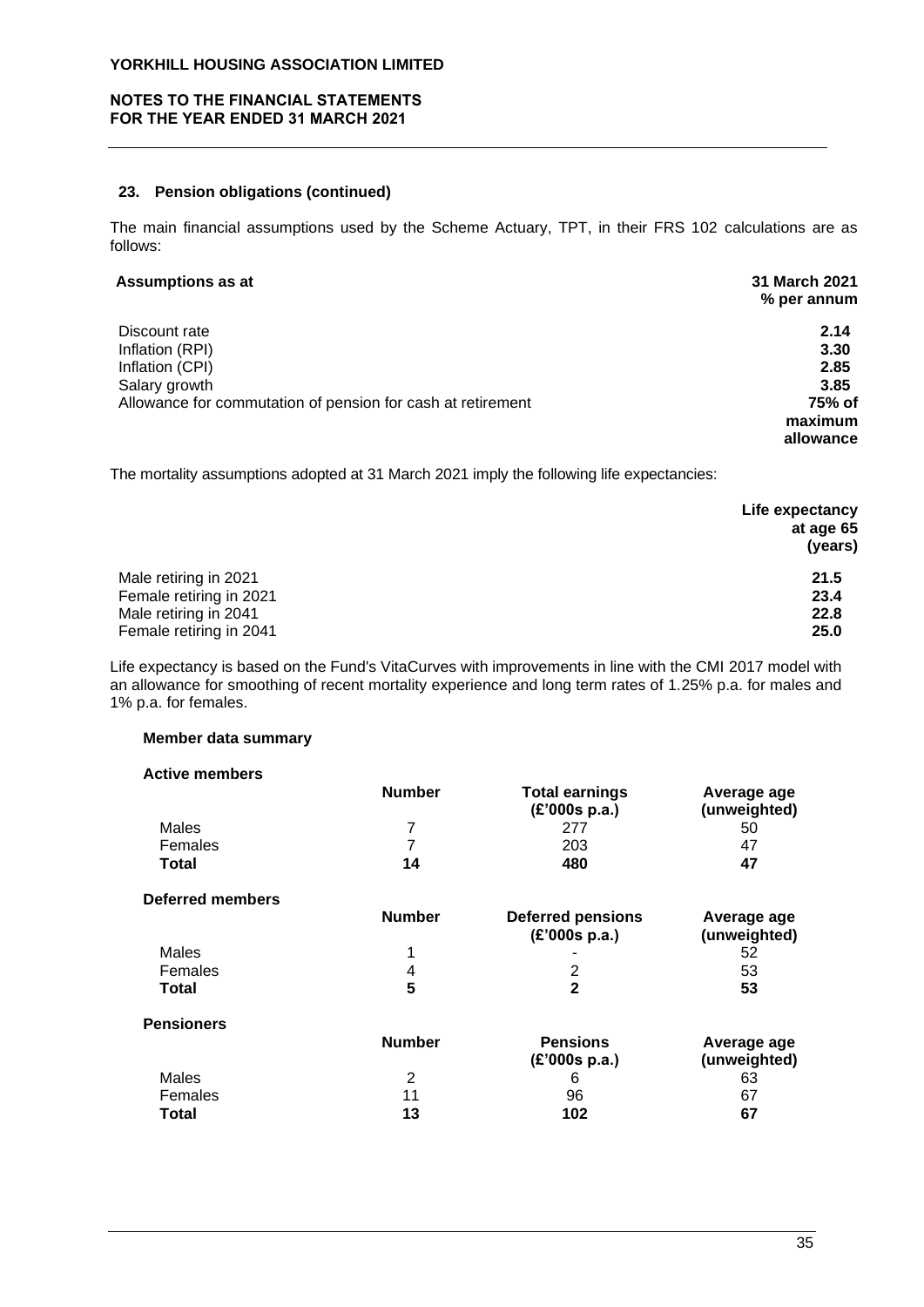## 23. Pension obligations (continued)

The main financial assumptions used by the Scheme Actuary, TPT, in their FRS 102 calculations are as follows:

| Assumptions as at | 31 March 2021 % per annum |
|---|---|
| Discount rate | **2.14** |
| Inflation (RPI) | **3.30** |
| Inflation (CPI) | **2.85** |
| Salary growth | **3.85** |
| Allowance for commutation of pension for cash at retirement | **75% of maximum allowance** |

The mortality assumptions adopted at 31 March 2021 imply the following life expectancies:

| | Life expectancy at age 65 (years) |
|---|---|
| Male retiring in 2021 | **21.5** |
| Female retiring in 2021 | **23.4** |
| Male retiring in 2041 | **22.8** |
| Female retiring in 2041 | **25.0** |

Life expectancy is based on the Fund's VitaCurves with improvements in line with the CMI 2017 model with an allowance for smoothing of recent mortality experience and long term rates of 1.25% p.a. for males and 1% p.a. for females.

**Member data summary**

**Active members**

| | Number | Total earnings (£'000s p.a.) | Average age (unweighted) |
|---|---|---|---|
| Males | 7 | 277 | 50 |
| Females | 7 | 203 | 47 |
| **Total** | **14** | **480** | **47** |

**Deferred members**

| | Number | Deferred pensions (£'000s p.a.) | Average age (unweighted) |
|---|---|---|---|
| Males | 1 | - | 52 |
| Females | 4 | 2 | 53 |
| **Total** | **5** | **2** | **53** |

**Pensioners**

| | Number | Pensions (£'000s p.a.) | Average age (unweighted) |
|---|---|---|---|
| Males | 2 | 6 | 63 |
| Females | 11 | 96 | 67 |
| **Total** | **13** | **102** | **67** |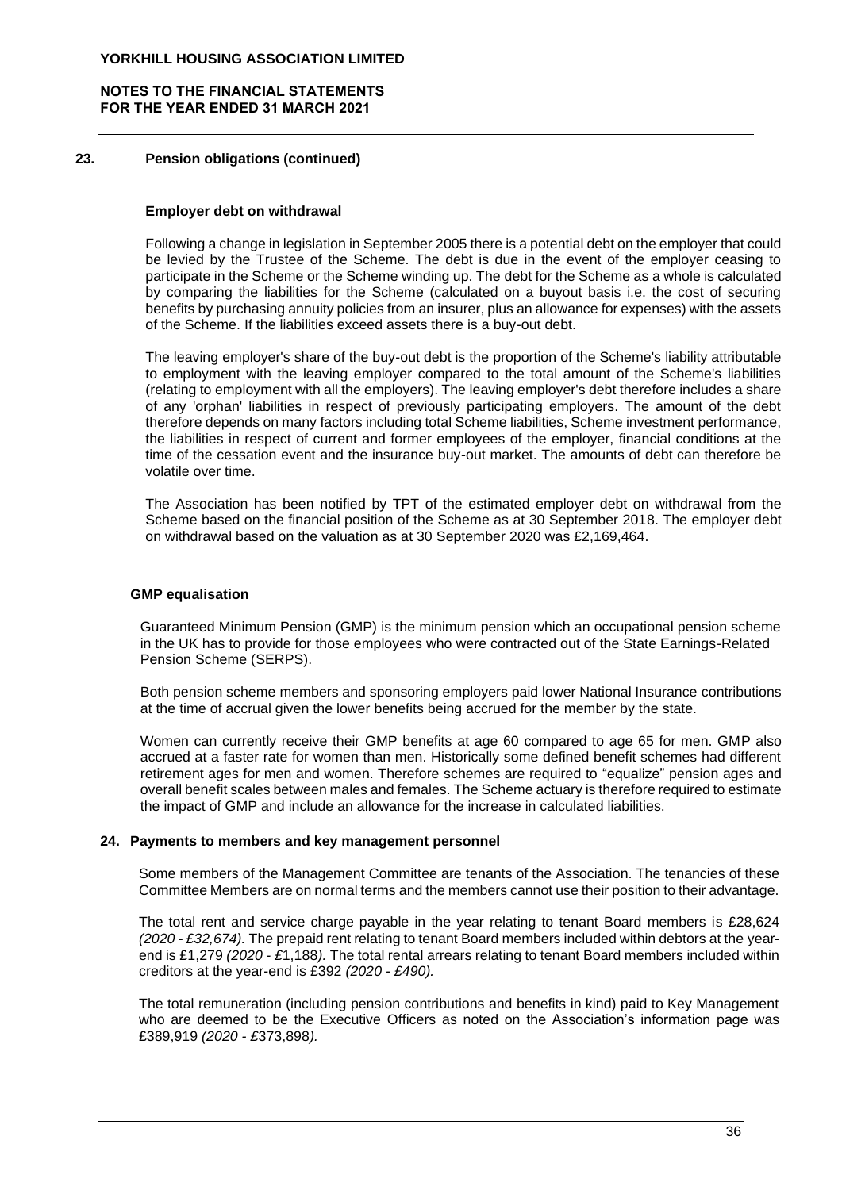## 23. Pension obligations (continued)

### Employer debt on withdrawal

Following a change in legislation in September 2005 there is a potential debt on the employer that could be levied by the Trustee of the Scheme. The debt is due in the event of the employer ceasing to participate in the Scheme or the Scheme winding up. The debt for the Scheme as a whole is calculated by comparing the liabilities for the Scheme (calculated on a buyout basis i.e. the cost of securing benefits by purchasing annuity policies from an insurer, plus an allowance for expenses) with the assets of the Scheme. If the liabilities exceed assets there is a buy-out debt.

The leaving employer's share of the buy-out debt is the proportion of the Scheme's liability attributable to employment with the leaving employer compared to the total amount of the Scheme's liabilities (relating to employment with all the employers). The leaving employer's debt therefore includes a share of any 'orphan' liabilities in respect of previously participating employers. The amount of the debt therefore depends on many factors including total Scheme liabilities, Scheme investment performance, the liabilities in respect of current and former employees of the employer, financial conditions at the time of the cessation event and the insurance buy-out market. The amounts of debt can therefore be volatile over time.

The Association has been notified by TPT of the estimated employer debt on withdrawal from the Scheme based on the financial position of the Scheme as at 30 September 2018. The employer debt on withdrawal based on the valuation as at 30 September 2020 was £2,169,464.

### GMP equalisation

Guaranteed Minimum Pension (GMP) is the minimum pension which an occupational pension scheme in the UK has to provide for those employees who were contracted out of the State Earnings-Related Pension Scheme (SERPS).

Both pension scheme members and sponsoring employers paid lower National Insurance contributions at the time of accrual given the lower benefits being accrued for the member by the state.

Women can currently receive their GMP benefits at age 60 compared to age 65 for men. GMP also accrued at a faster rate for women than men. Historically some defined benefit schemes had different retirement ages for men and women. Therefore schemes are required to "equalize" pension ages and overall benefit scales between males and females. The Scheme actuary is therefore required to estimate the impact of GMP and include an allowance for the increase in calculated liabilities.

## 24. Payments to members and key management personnel

Some members of the Management Committee are tenants of the Association. The tenancies of these Committee Members are on normal terms and the members cannot use their position to their advantage.

The total rent and service charge payable in the year relating to tenant Board members is £28,624 *(2020 - £32,674).* The prepaid rent relating to tenant Board members included within debtors at the year-end is £1,279 *(2020 - £1,188).* The total rental arrears relating to tenant Board members included within creditors at the year-end is £392 *(2020 - £490).*

The total remuneration (including pension contributions and benefits in kind) paid to Key Management who are deemed to be the Executive Officers as noted on the Association's information page was £389,919 *(2020 - £373,898).*